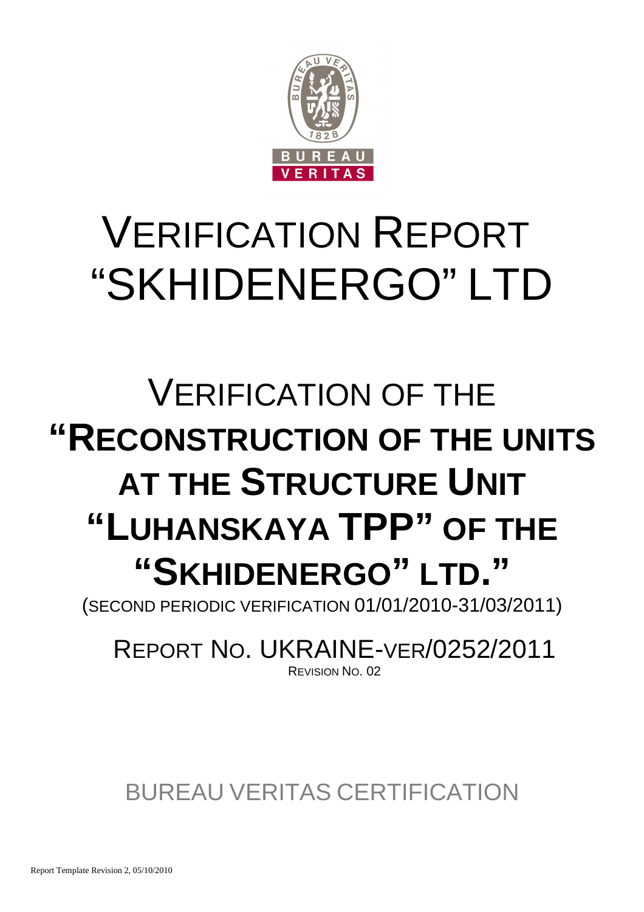# VERIFICATION REPORT "SKHIDENERGO" LTD

# VERIFICATION OF THE **"RECONSTRUCTION OF THE UNITS AT THE STRUCTURE UNIT "LUHANSKAYA TPP" OF THE "SKHIDENERGO" LTD."**

(SECOND PERIODIC VERIFICATION 01/01/2010-31/03/2011)

REPORT NO. UKRAINE-VER/0252/2011

REVISION NO. 02

BUREAU VERITAS CERTIFICATION

Report Template Revision 2, 05/10/2010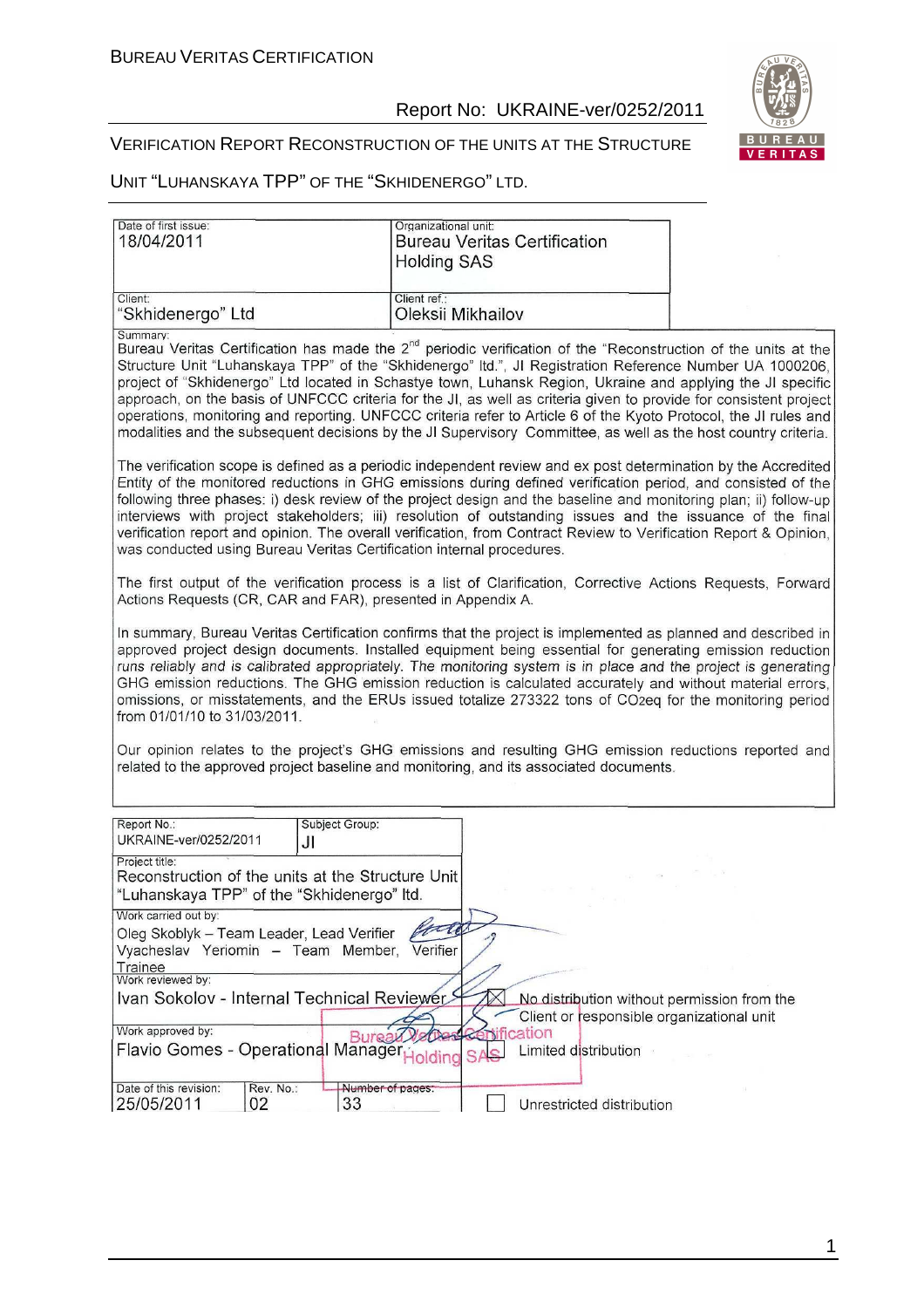| Date of first issue: 18/04/2011 | Organizational unit: Bureau Veritas Certification Holding SAS |
|---|---|
| Client: "Skhidenergo" Ltd | Client ref.: Oleksii Mikhailov |

Summary:

Bureau Veritas Certification has made the 2nd periodic verification of the "Reconstruction of the units at the Structure Unit "Luhanskaya TPP" of the "Skhidenergo" ltd.", JI Registration Reference Number UA 1000206, project of "Skhidenergo" Ltd located in Schastye town, Luhansk Region, Ukraine and applying the JI specific approach, on the basis of UNFCCC criteria for the JI, as well as criteria given to provide for consistent project operations, monitoring and reporting. UNFCCC criteria refer to Article 6 of the Kyoto Protocol, the JI rules and modalities and the subsequent decisions by the JI Supervisory Committee, as well as the host country criteria.

The verification scope is defined as a periodic independent review and ex post determination by the Accredited Entity of the monitored reductions in GHG emissions during defined verification period, and consisted of the following three phases: i) desk review of the project design and the baseline and monitoring plan; ii) follow-up interviews with project stakeholders; iii) resolution of outstanding issues and the issuance of the final verification report and opinion. The overall verification, from Contract Review to Verification Report & Opinion, was conducted using Bureau Veritas Certification internal procedures.

The first output of the verification process is a list of Clarification, Corrective Actions Requests, Forward Actions Requests (CR, CAR and FAR), presented in Appendix A.

In summary, Bureau Veritas Certification confirms that the project is implemented as planned and described in approved project design documents. Installed equipment being essential for generating emission reduction runs reliably and is calibrated appropriately. The monitoring system is in place and the project is generating GHG emission reductions. The GHG emission reduction is calculated accurately and without material errors, omissions, or misstatements, and the ERUs issued totalize 273322 tons of $CO_2eq$ for the monitoring period from 01/01/10 to 31/03/2011.

Our opinion relates to the project's GHG emissions and resulting GHG emission reductions reported and related to the approved project baseline and monitoring, and its associated documents.

| Report No.: UKRAINE-ver/0252/2011 | Subject Group: JI | |
|---|---|---|
| Project title: Reconstruction of the units at the Structure Unit "Luhanskaya TPP" of the "Skhidenergo" ltd. | | |
| Work carried out by: Oleg Skoblyk – Team Leader, Lead Verifier; Vyacheslav Yeriomin – Team Member, Verifier Trainee | | |
| Work reviewed by: Ivan Sokolov - Internal Technical Reviewer | | ☒ No distribution without permission from the Client or responsible organizational unit |
| Work approved by: Flavio Gomes - Operational Manager | | ☐ Limited distribution |
| Date of this revision: 25/05/2011 | Rev. No.: 02 | Number of pages: 33 |
| | | ☐ Unrestricted distribution |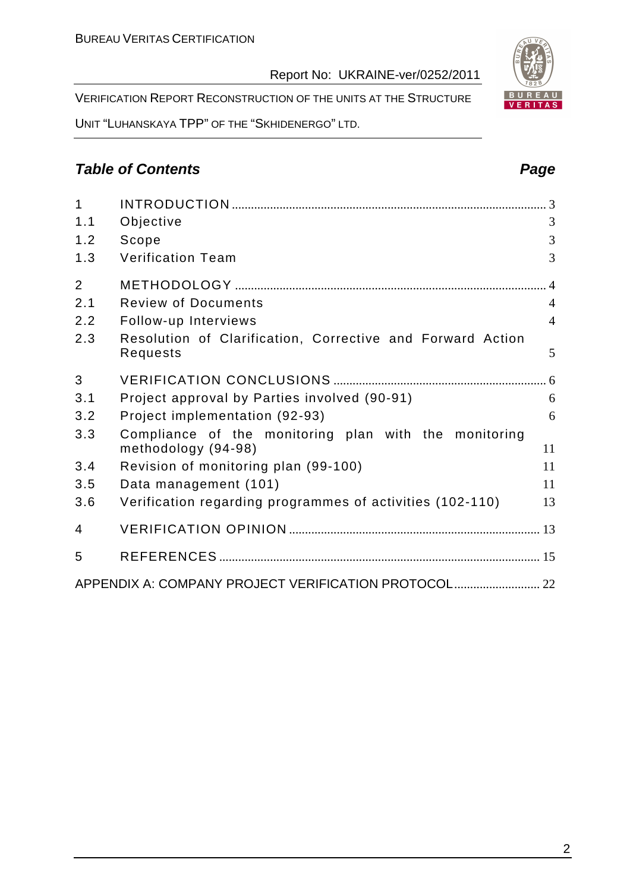## Table of Contents

| | | Page |
|---|---|---|
| 1 | INTRODUCTION | 3 |
| 1.1 | Objective | 3 |
| 1.2 | Scope | 3 |
| 1.3 | Verification Team | 3 |
| 2 | METHODOLOGY | 4 |
| 2.1 | Review of Documents | 4 |
| 2.2 | Follow-up Interviews | 4 |
| 2.3 | Resolution of Clarification, Corrective and Forward Action Requests | 5 |
| 3 | VERIFICATION CONCLUSIONS | 6 |
| 3.1 | Project approval by Parties involved (90-91) | 6 |
| 3.2 | Project implementation (92-93) | 6 |
| 3.3 | Compliance of the monitoring plan with the monitoring methodology (94-98) | 11 |
| 3.4 | Revision of monitoring plan (99-100) | 11 |
| 3.5 | Data management (101) | 11 |
| 3.6 | Verification regarding programmes of activities (102-110) | 13 |
| 4 | VERIFICATION OPINION | 13 |
| 5 | REFERENCES | 15 |
| | APPENDIX A: COMPANY PROJECT VERIFICATION PROTOCOL | 22 |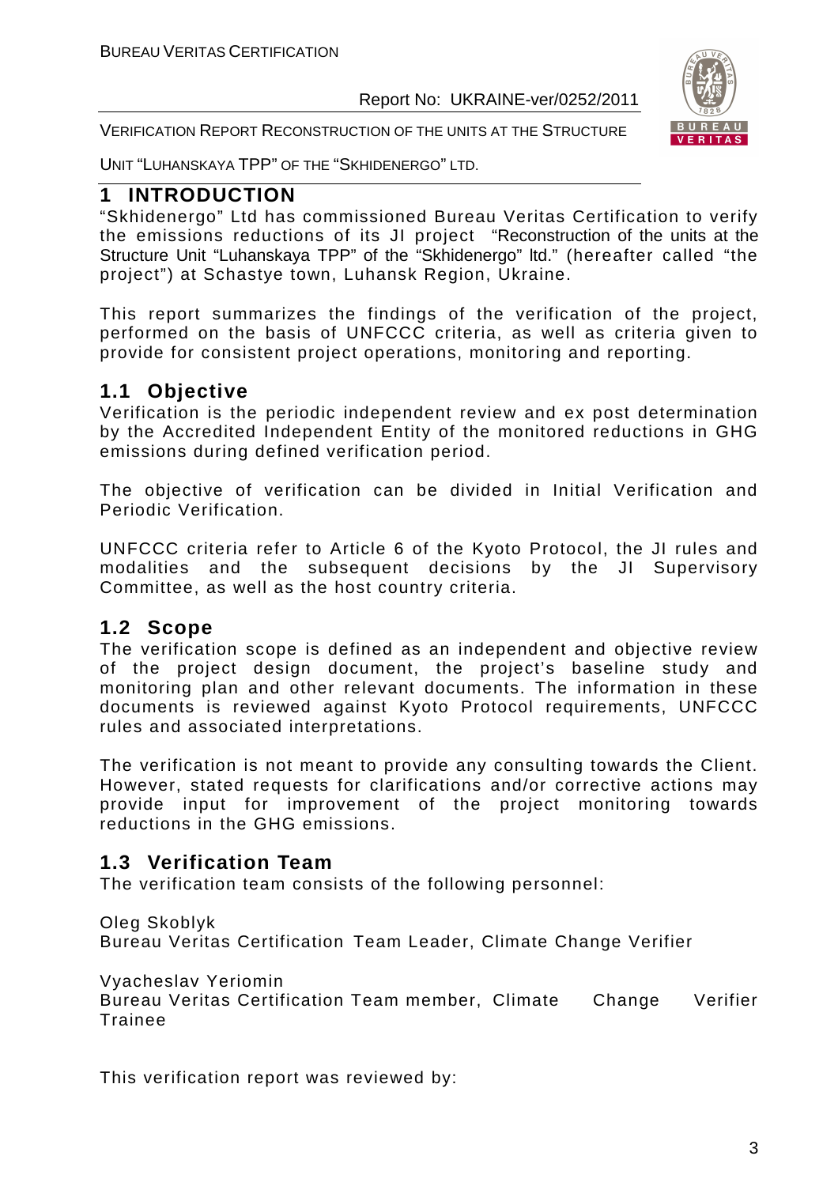# 1 INTRODUCTION

"Skhidenergo" Ltd has commissioned Bureau Veritas Certification to verify the emissions reductions of its JI project "Reconstruction of the units at the Structure Unit "Luhanskaya TPP" of the "Skhidenergo" ltd." (hereafter called "the project") at Schastye town, Luhansk Region, Ukraine.

This report summarizes the findings of the verification of the project, performed on the basis of UNFCCC criteria, as well as criteria given to provide for consistent project operations, monitoring and reporting.

## 1.1 Objective

Verification is the periodic independent review and ex post determination by the Accredited Independent Entity of the monitored reductions in GHG emissions during defined verification period.

The objective of verification can be divided in Initial Verification and Periodic Verification.

UNFCCC criteria refer to Article 6 of the Kyoto Protocol, the JI rules and modalities and the subsequent decisions by the JI Supervisory Committee, as well as the host country criteria.

## 1.2 Scope

The verification scope is defined as an independent and objective review of the project design document, the project's baseline study and monitoring plan and other relevant documents. The information in these documents is reviewed against Kyoto Protocol requirements, UNFCCC rules and associated interpretations.

The verification is not meant to provide any consulting towards the Client. However, stated requests for clarifications and/or corrective actions may provide input for improvement of the project monitoring towards reductions in the GHG emissions.

## 1.3 Verification Team

The verification team consists of the following personnel:

Oleg Skoblyk
Bureau Veritas Certification Team Leader, Climate Change Verifier

Vyacheslav Yeriomin
Bureau Veritas Certification Team member, Climate Change Verifier Trainee

This verification report was reviewed by: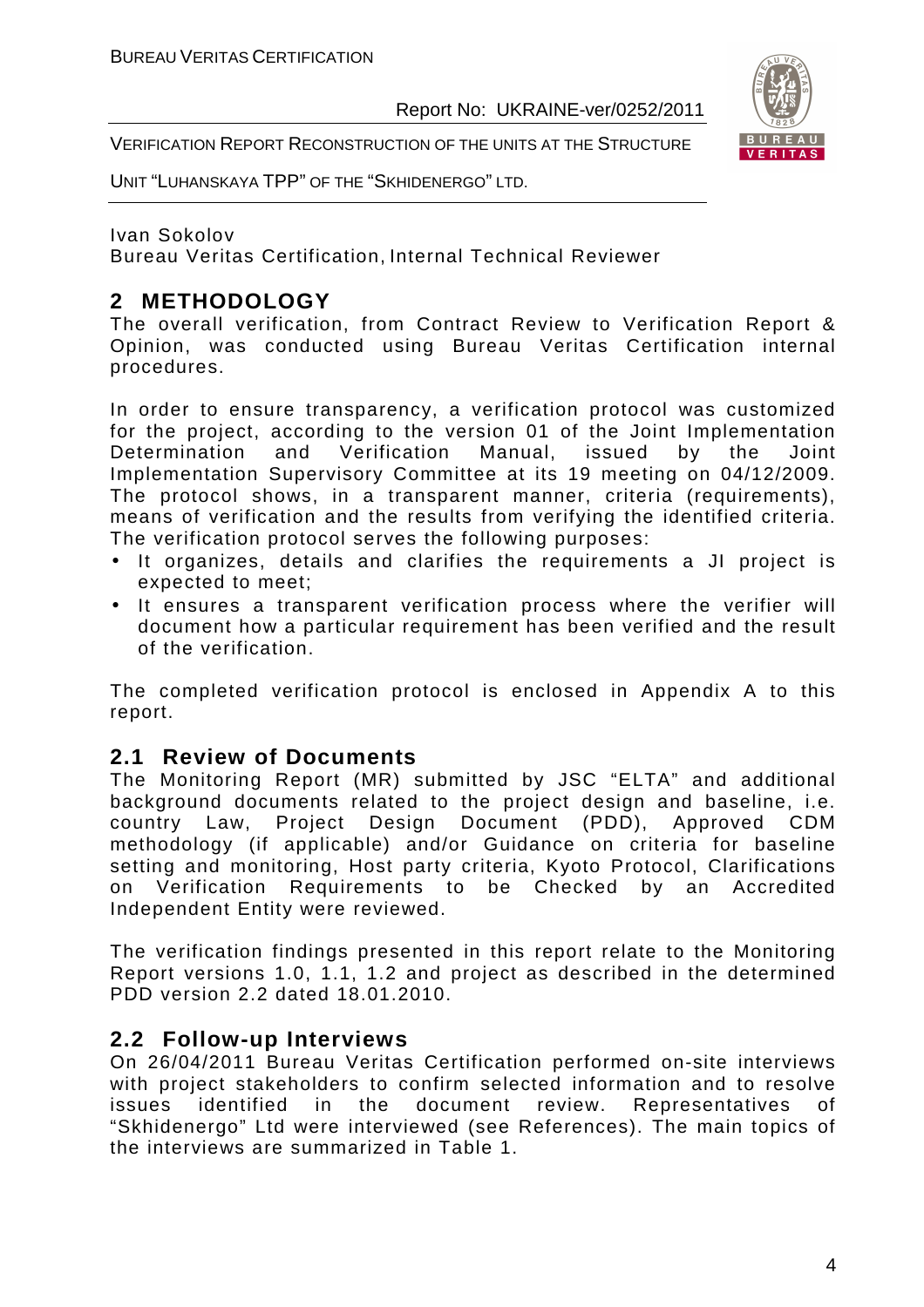Ivan Sokolov
Bureau Veritas Certification, Internal Technical Reviewer

## 2 METHODOLOGY

The overall verification, from Contract Review to Verification Report & Opinion, was conducted using Bureau Veritas Certification internal procedures.

In order to ensure transparency, a verification protocol was customized for the project, according to the version 01 of the Joint Implementation Determination and Verification Manual, issued by the Joint Implementation Supervisory Committee at its 19 meeting on 04/12/2009. The protocol shows, in a transparent manner, criteria (requirements), means of verification and the results from verifying the identified criteria. The verification protocol serves the following purposes:

- It organizes, details and clarifies the requirements a JI project is expected to meet;
- It ensures a transparent verification process where the verifier will document how a particular requirement has been verified and the result of the verification.

The completed verification protocol is enclosed in Appendix A to this report.

### 2.1 Review of Documents

The Monitoring Report (MR) submitted by JSC "ELTA" and additional background documents related to the project design and baseline, i.e. country Law, Project Design Document (PDD), Approved CDM methodology (if applicable) and/or Guidance on criteria for baseline setting and monitoring, Host party criteria, Kyoto Protocol, Clarifications on Verification Requirements to be Checked by an Accredited Independent Entity were reviewed.

The verification findings presented in this report relate to the Monitoring Report versions 1.0, 1.1, 1.2 and project as described in the determined PDD version 2.2 dated 18.01.2010.

### 2.2 Follow-up Interviews

On 26/04/2011 Bureau Veritas Certification performed on-site interviews with project stakeholders to confirm selected information and to resolve issues identified in the document review. Representatives of "Skhidenergo" Ltd were interviewed (see References). The main topics of the interviews are summarized in Table 1.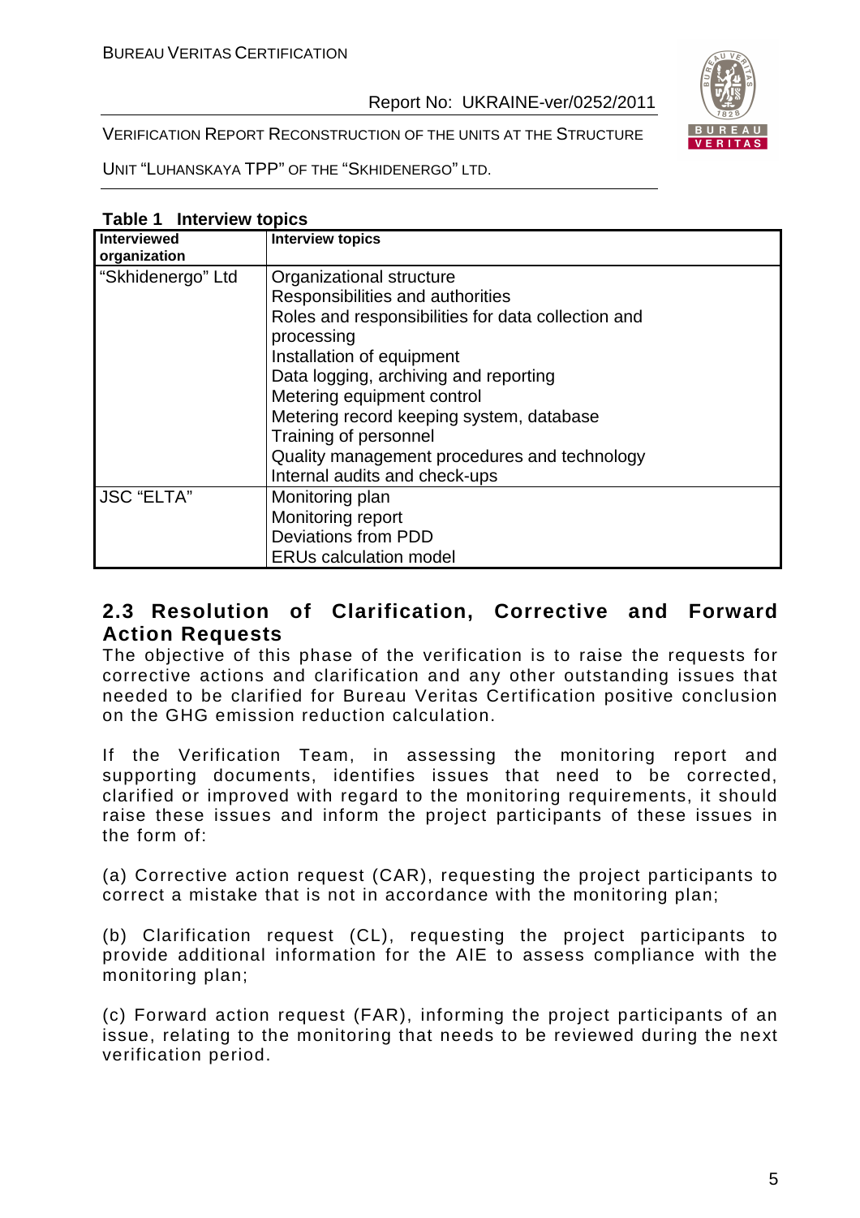**Table 1 Interview topics**

| Interviewed organization | Interview topics |
|---|---|
| "Skhidenergo" Ltd | Organizational structure<br>Responsibilities and authorities<br>Roles and responsibilities for data collection and processing<br>Installation of equipment<br>Data logging, archiving and reporting<br>Metering equipment control<br>Metering record keeping system, database<br>Training of personnel<br>Quality management procedures and technology<br>Internal audits and check-ups |
| JSC "ELTA" | Monitoring plan<br>Monitoring report<br>Deviations from PDD<br>ERUs calculation model |

## 2.3 Resolution of Clarification, Corrective and Forward Action Requests

The objective of this phase of the verification is to raise the requests for corrective actions and clarification and any other outstanding issues that needed to be clarified for Bureau Veritas Certification positive conclusion on the GHG emission reduction calculation.

If the Verification Team, in assessing the monitoring report and supporting documents, identifies issues that need to be corrected, clarified or improved with regard to the monitoring requirements, it should raise these issues and inform the project participants of these issues in the form of:

(a) Corrective action request (CAR), requesting the project participants to correct a mistake that is not in accordance with the monitoring plan;

(b) Clarification request (CL), requesting the project participants to provide additional information for the AIE to assess compliance with the monitoring plan;

(c) Forward action request (FAR), informing the project participants of an issue, relating to the monitoring that needs to be reviewed during the next verification period.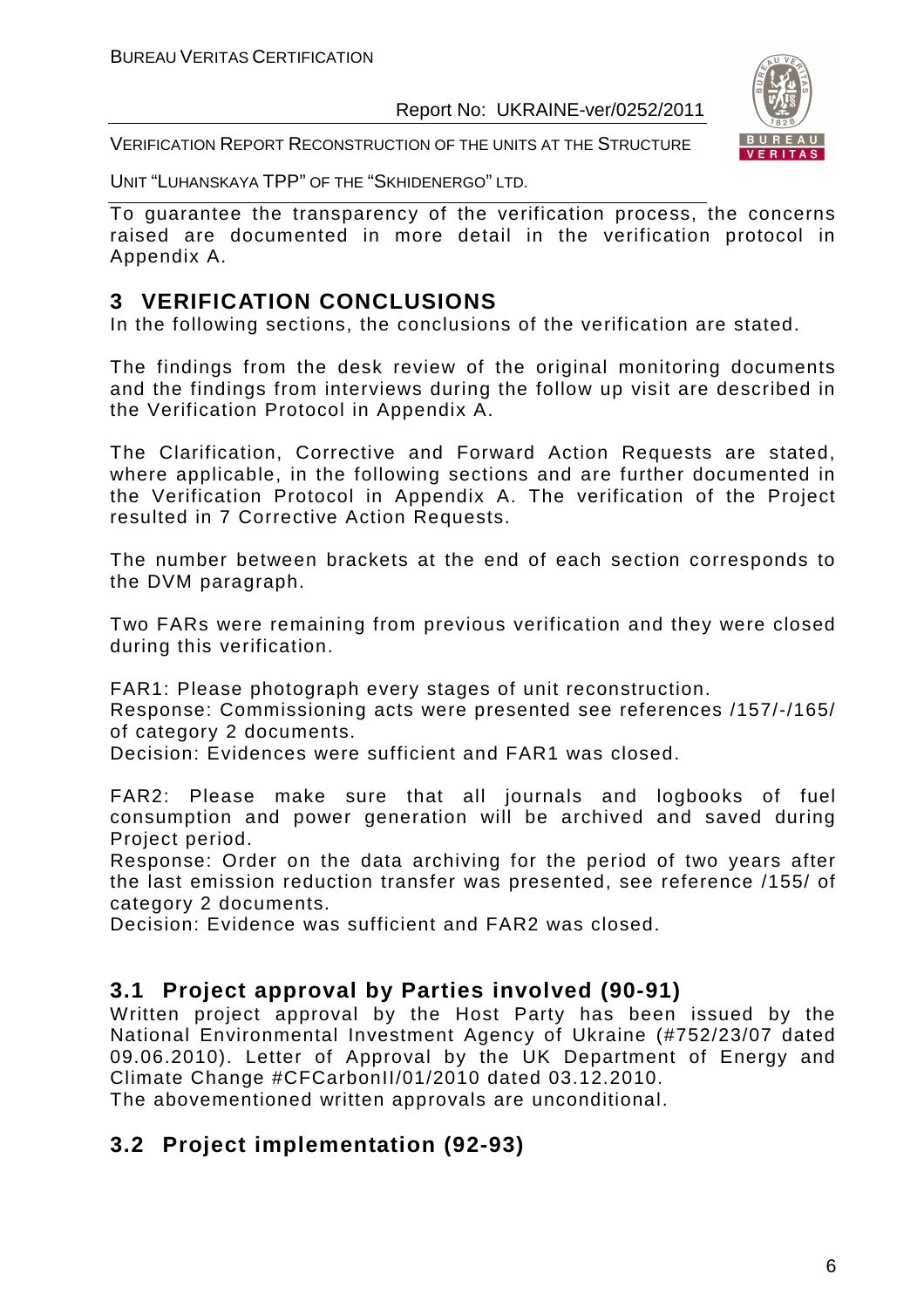To guarantee the transparency of the verification process, the concerns raised are documented in more detail in the verification protocol in Appendix A.

# 3 VERIFICATION CONCLUSIONS

In the following sections, the conclusions of the verification are stated.

The findings from the desk review of the original monitoring documents and the findings from interviews during the follow up visit are described in the Verification Protocol in Appendix A.

The Clarification, Corrective and Forward Action Requests are stated, where applicable, in the following sections and are further documented in the Verification Protocol in Appendix A. The verification of the Project resulted in 7 Corrective Action Requests.

The number between brackets at the end of each section corresponds to the DVM paragraph.

Two FARs were remaining from previous verification and they were closed during this verification.

FAR1: Please photograph every stages of unit reconstruction.
Response: Commissioning acts were presented see references /157/-/165/ of category 2 documents.
Decision: Evidences were sufficient and FAR1 was closed.

FAR2: Please make sure that all journals and logbooks of fuel consumption and power generation will be archived and saved during Project period.
Response: Order on the data archiving for the period of two years after the last emission reduction transfer was presented, see reference /155/ of category 2 documents.
Decision: Evidence was sufficient and FAR2 was closed.

## 3.1 Project approval by Parties involved (90-91)

Written project approval by the Host Party has been issued by the National Environmental Investment Agency of Ukraine (#752/23/07 dated 09.06.2010). Letter of Approval by the UK Department of Energy and Climate Change #CFCarbonII/01/2010 dated 03.12.2010.
The abovementioned written approvals are unconditional.

## 3.2 Project implementation (92-93)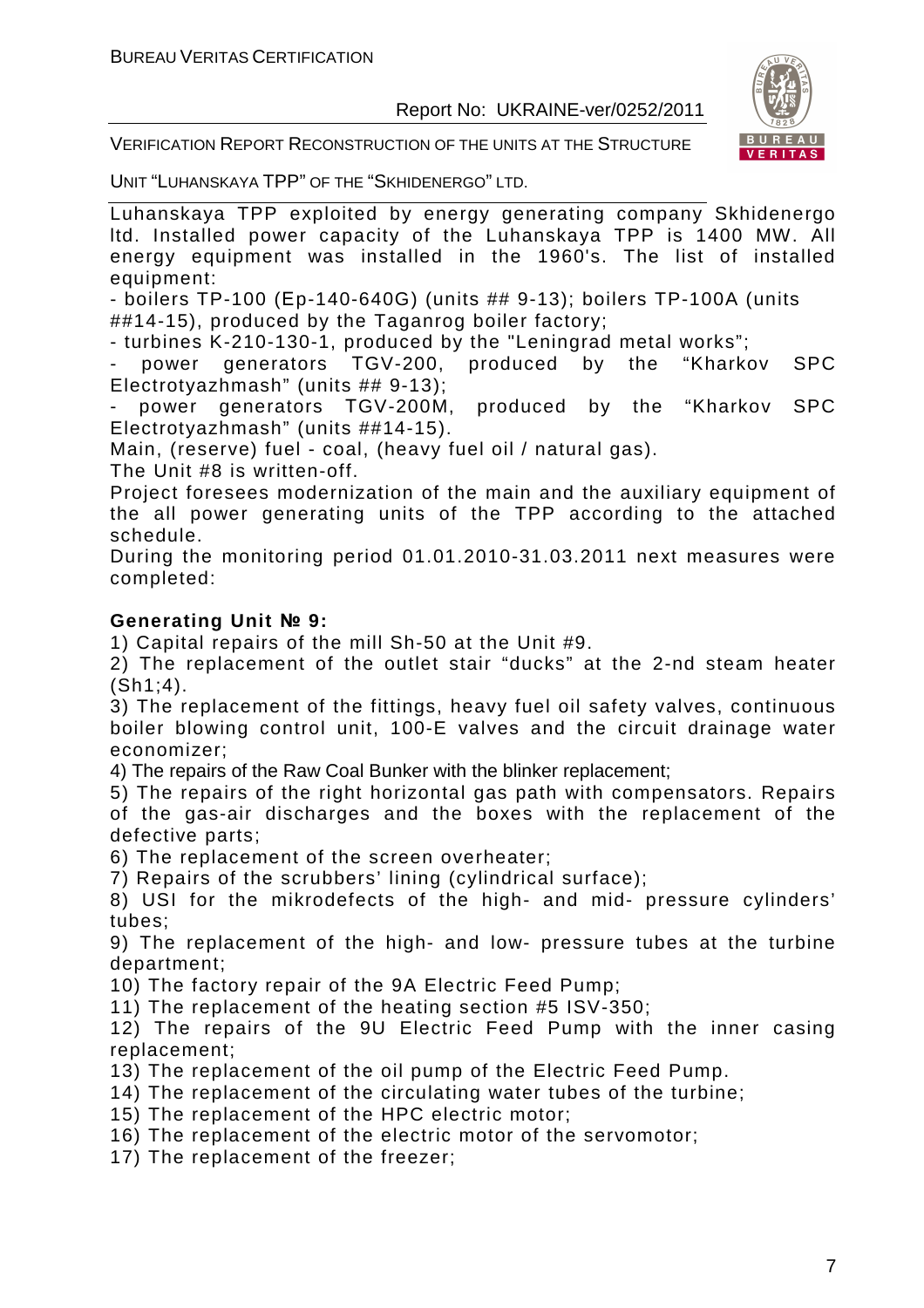Luhanskaya TPP exploited by energy generating company Skhidenergo ltd. Installed power capacity of the Luhanskaya TPP is 1400 MW. All energy equipment was installed in the 1960's. The list of installed equipment:

- boilers TP-100 (Ep-140-640G) (units ## 9-13); boilers TP-100A (units ##14-15), produced by the Taganrog boiler factory;
- turbines K-210-130-1, produced by the "Leningrad metal works";
- power generators TGV-200, produced by the "Kharkov SPC Electrotyazhmash" (units ## 9-13);
- power generators TGV-200M, produced by the "Kharkov SPC Electrotyazhmash" (units ##14-15).

Main, (reserve) fuel - coal, (heavy fuel oil / natural gas).

The Unit #8 is written-off.

Project foresees modernization of the main and the auxiliary equipment of the all power generating units of the TPP according to the attached schedule.

During the monitoring period 01.01.2010-31.03.2011 next measures were completed:

**Generating Unit № 9:**

1) Capital repairs of the mill Sh-50 at the Unit #9.
2) The replacement of the outlet stair "ducks" at the 2-nd steam heater (Sh1;4).
3) The replacement of the fittings, heavy fuel oil safety valves, continuous boiler blowing control unit, 100-E valves and the circuit drainage water economizer;
4) The repairs of the Raw Coal Bunker with the blinker replacement;
5) The repairs of the right horizontal gas path with compensators. Repairs of the gas-air discharges and the boxes with the replacement of the defective parts;
6) The replacement of the screen overheater;
7) Repairs of the scrubbers' lining (cylindrical surface);
8) USI for the mikrodefects of the high- and mid- pressure cylinders' tubes;
9) The replacement of the high- and low- pressure tubes at the turbine department;
10) The factory repair of the 9A Electric Feed Pump;
11) The replacement of the heating section #5 ISV-350;
12) The repairs of the 9U Electric Feed Pump with the inner casing replacement;
13) The replacement of the oil pump of the Electric Feed Pump.
14) The replacement of the circulating water tubes of the turbine;
15) The replacement of the HPC electric motor;
16) The replacement of the electric motor of the servomotor;
17) The replacement of the freezer;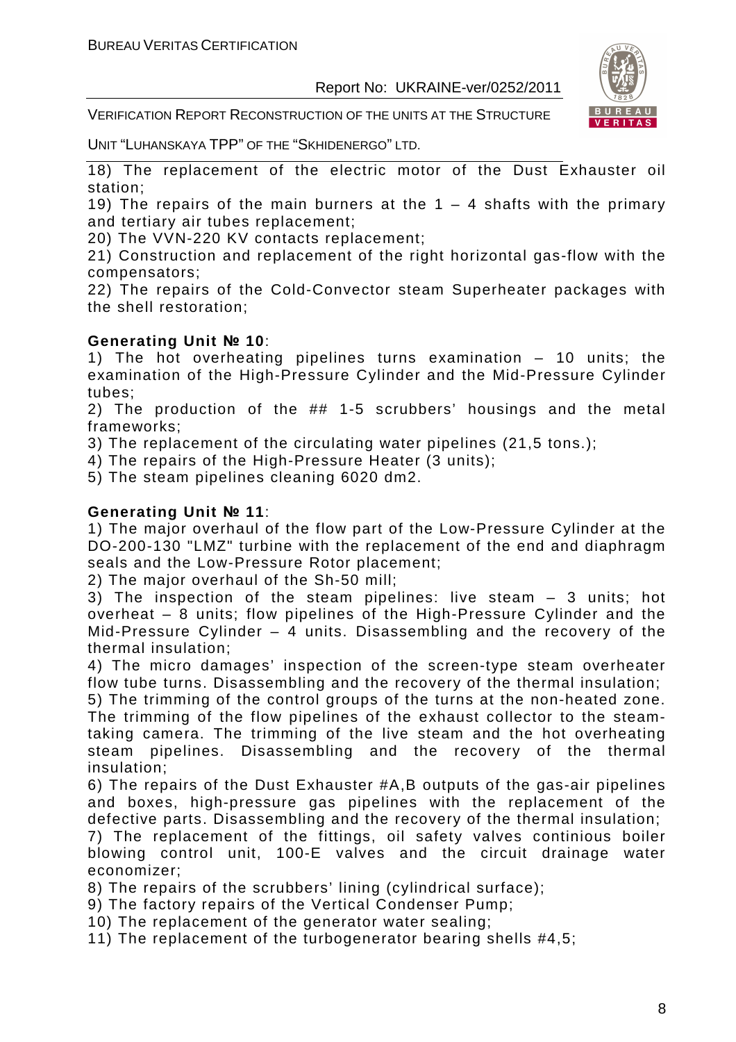18) The replacement of the electric motor of the Dust Exhauster oil station;

19) The repairs of the main burners at the 1 – 4 shafts with the primary and tertiary air tubes replacement;

20) The VVN-220 KV contacts replacement;

21) Construction and replacement of the right horizontal gas-flow with the compensators;

22) The repairs of the Cold-Convector steam Superheater packages with the shell restoration;

**Generating Unit № 10**:

1) The hot overheating pipelines turns examination – 10 units; the examination of the High-Pressure Cylinder and the Mid-Pressure Cylinder tubes;

2) The production of the ## 1-5 scrubbers' housings and the metal frameworks;

3) The replacement of the circulating water pipelines (21,5 tons.);

4) The repairs of the High-Pressure Heater (3 units);

5) The steam pipelines cleaning 6020 dm2.

**Generating Unit № 11**:

1) The major overhaul of the flow part of the Low-Pressure Cylinder at the DO-200-130 "LMZ" turbine with the replacement of the end and diaphragm seals and the Low-Pressure Rotor placement;

2) The major overhaul of the Sh-50 mill;

3) The inspection of the steam pipelines: live steam – 3 units; hot overheat – 8 units; flow pipelines of the High-Pressure Cylinder and the Mid-Pressure Cylinder – 4 units. Disassembling and the recovery of the thermal insulation;

4) The micro damages' inspection of the screen-type steam overheater flow tube turns. Disassembling and the recovery of the thermal insulation;

5) The trimming of the control groups of the turns at the non-heated zone. The trimming of the flow pipelines of the exhaust collector to the steam-taking camera. The trimming of the live steam and the hot overheating steam pipelines. Disassembling and the recovery of the thermal insulation;

6) The repairs of the Dust Exhauster #A,B outputs of the gas-air pipelines and boxes, high-pressure gas pipelines with the replacement of the defective parts. Disassembling and the recovery of the thermal insulation;

7) The replacement of the fittings, oil safety valves continious boiler blowing control unit, 100-E valves and the circuit drainage water economizer;

8) The repairs of the scrubbers' lining (cylindrical surface);

9) The factory repairs of the Vertical Condenser Pump;

10) The replacement of the generator water sealing;

11) The replacement of the turbogenerator bearing shells #4,5;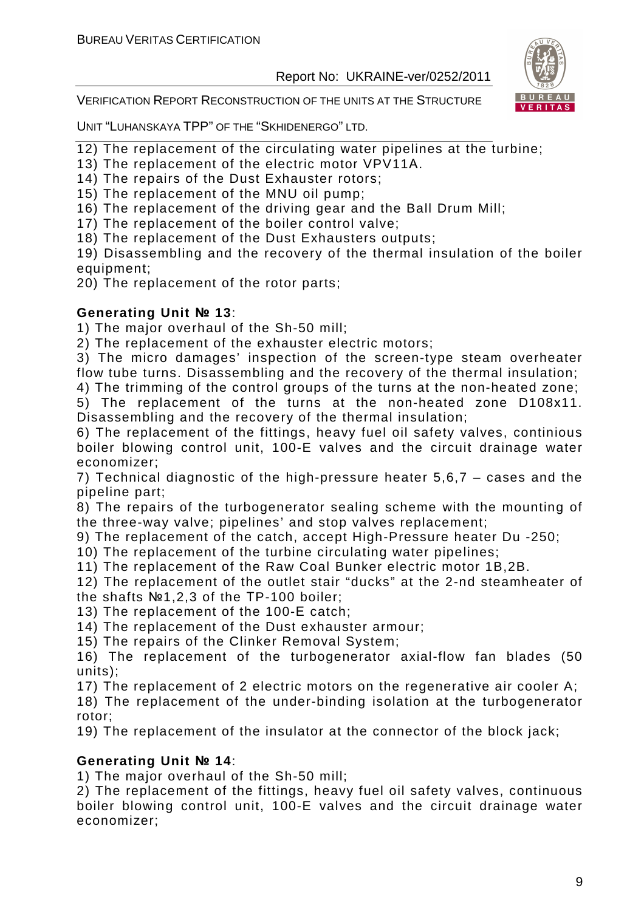12) The replacement of the circulating water pipelines at the turbine;
13) The replacement of the electric motor VPV11A.
14) The repairs of the Dust Exhauster rotors;
15) The replacement of the MNU oil pump;
16) The replacement of the driving gear and the Ball Drum Mill;
17) The replacement of the boiler control valve;
18) The replacement of the Dust Exhausters outputs;
19) Disassembling and the recovery of the thermal insulation of the boiler equipment;
20) The replacement of the rotor parts;

**Generating Unit № 13**:
1) The major overhaul of the Sh-50 mill;
2) The replacement of the exhauster electric motors;
3) The micro damages' inspection of the screen-type steam overheater flow tube turns. Disassembling and the recovery of the thermal insulation;
4) The trimming of the control groups of the turns at the non-heated zone;
5) The replacement of the turns at the non-heated zone D108x11. Disassembling and the recovery of the thermal insulation;
6) The replacement of the fittings, heavy fuel oil safety valves, continious boiler blowing control unit, 100-E valves and the circuit drainage water economizer;
7) Technical diagnostic of the high-pressure heater 5,6,7 – cases and the pipeline part;
8) The repairs of the turbogenerator sealing scheme with the mounting of the three-way valve; pipelines' and stop valves replacement;
9) The replacement of the catch, accept High-Pressure heater Du -250;
10) The replacement of the turbine circulating water pipelines;
11) The replacement of the Raw Coal Bunker electric motor 1B,2B.
12) The replacement of the outlet stair "ducks" at the 2-nd steamheater of the shafts №1,2,3 of the TP-100 boiler;
13) The replacement of the 100-E catch;
14) The replacement of the Dust exhauster armour;
15) The repairs of the Clinker Removal System;
16) The replacement of the turbogenerator axial-flow fan blades (50 units);
17) The replacement of 2 electric motors on the regenerative air cooler A;
18) The replacement of the under-binding isolation at the turbogenerator rotor;
19) The replacement of the insulator at the connector of the block jack;

**Generating Unit № 14**:
1) The major overhaul of the Sh-50 mill;
2) The replacement of the fittings, heavy fuel oil safety valves, continuous boiler blowing control unit, 100-E valves and the circuit drainage water economizer;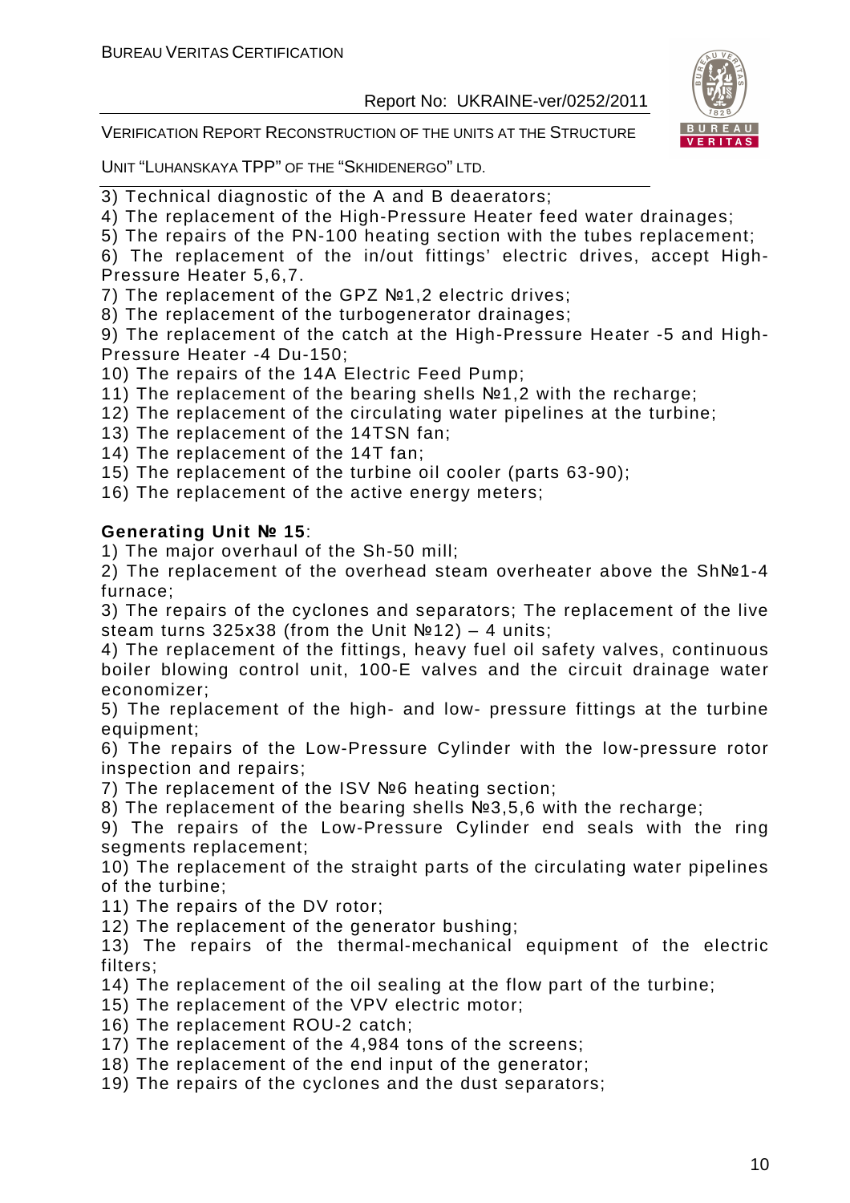3) Technical diagnostic of the A and B deaerators;
4) The replacement of the High-Pressure Heater feed water drainages;
5) The repairs of the PN-100 heating section with the tubes replacement;
6) The replacement of the in/out fittings' electric drives, accept High-Pressure Heater 5,6,7.
7) The replacement of the GPZ №1,2 electric drives;
8) The replacement of the turbogenerator drainages;
9) The replacement of the catch at the High-Pressure Heater -5 and High-Pressure Heater -4 Du-150;
10) The repairs of the 14A Electric Feed Pump;
11) The replacement of the bearing shells №1,2 with the recharge;
12) The replacement of the circulating water pipelines at the turbine;
13) The replacement of the 14TSN fan;
14) The replacement of the 14T fan;
15) The replacement of the turbine oil cooler (parts 63-90);
16) The replacement of the active energy meters;

**Generating Unit № 15**:
1) The major overhaul of the Sh-50 mill;
2) The replacement of the overhead steam overheater above the Sh№1-4 furnace;
3) The repairs of the cyclones and separators; The replacement of the live steam turns 325x38 (from the Unit №12) – 4 units;
4) The replacement of the fittings, heavy fuel oil safety valves, continuous boiler blowing control unit, 100-E valves and the circuit drainage water economizer;
5) The replacement of the high- and low- pressure fittings at the turbine equipment;
6) The repairs of the Low-Pressure Cylinder with the low-pressure rotor inspection and repairs;
7) The replacement of the ISV №6 heating section;
8) The replacement of the bearing shells №3,5,6 with the recharge;
9) The repairs of the Low-Pressure Cylinder end seals with the ring segments replacement;
10) The replacement of the straight parts of the circulating water pipelines of the turbine;
11) The repairs of the DV rotor;
12) The replacement of the generator bushing;
13) The repairs of the thermal-mechanical equipment of the electric filters;
14) The replacement of the oil sealing at the flow part of the turbine;
15) The replacement of the VPV electric motor;
16) The replacement ROU-2 catch;
17) The replacement of the 4,984 tons of the screens;
18) The replacement of the end input of the generator;
19) The repairs of the cyclones and the dust separators;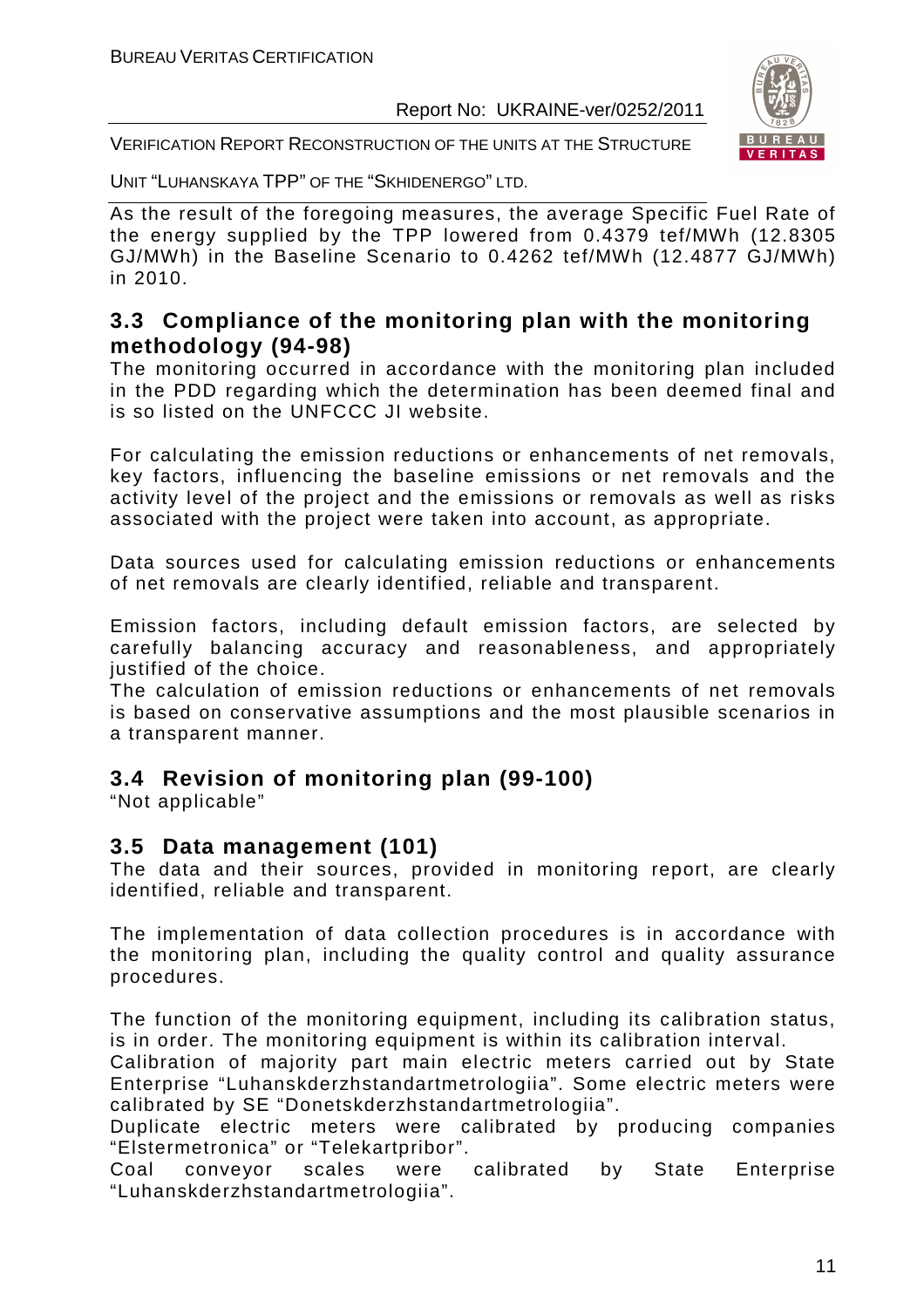As the result of the foregoing measures, the average Specific Fuel Rate of the energy supplied by the TPP lowered from 0.4379 tef/MWh (12.8305 GJ/MWh) in the Baseline Scenario to 0.4262 tef/MWh (12.4877 GJ/MWh) in 2010.

## 3.3 Compliance of the monitoring plan with the monitoring methodology (94-98)

The monitoring occurred in accordance with the monitoring plan included in the PDD regarding which the determination has been deemed final and is so listed on the UNFCCC JI website.

For calculating the emission reductions or enhancements of net removals, key factors, influencing the baseline emissions or net removals and the activity level of the project and the emissions or removals as well as risks associated with the project were taken into account, as appropriate.

Data sources used for calculating emission reductions or enhancements of net removals are clearly identified, reliable and transparent.

Emission factors, including default emission factors, are selected by carefully balancing accuracy and reasonableness, and appropriately justified of the choice.
The calculation of emission reductions or enhancements of net removals is based on conservative assumptions and the most plausible scenarios in a transparent manner.

## 3.4 Revision of monitoring plan (99-100)

"Not applicable"

## 3.5 Data management (101)

The data and their sources, provided in monitoring report, are clearly identified, reliable and transparent.

The implementation of data collection procedures is in accordance with the monitoring plan, including the quality control and quality assurance procedures.

The function of the monitoring equipment, including its calibration status, is in order. The monitoring equipment is within its calibration interval.
Calibration of majority part main electric meters carried out by State Enterprise "Luhanskderzhstandartmetrologiia". Some electric meters were calibrated by SE "Donetskderzhstandartmetrologiia".
Duplicate electric meters were calibrated by producing companies "Elstermetronica" or "Telekartpribor".
Coal conveyor scales were calibrated by State Enterprise "Luhanskderzhstandartmetrologiia".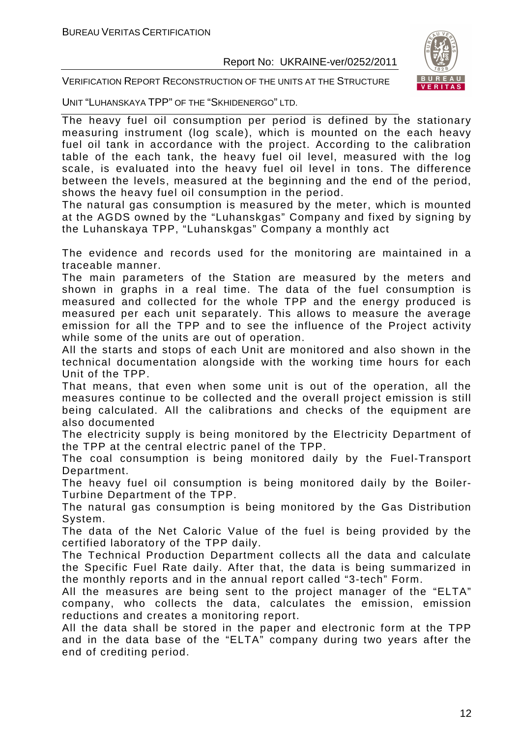The heavy fuel oil consumption per period is defined by the stationary measuring instrument (log scale), which is mounted on the each heavy fuel oil tank in accordance with the project. According to the calibration table of the each tank, the heavy fuel oil level, measured with the log scale, is evaluated into the heavy fuel oil level in tons. The difference between the levels, measured at the beginning and the end of the period, shows the heavy fuel oil consumption in the period.
The natural gas consumption is measured by the meter, which is mounted at the AGDS owned by the "Luhanskgas" Company and fixed by signing by the Luhanskaya TPP, "Luhanskgas" Company a monthly act

The evidence and records used for the monitoring are maintained in a traceable manner.
The main parameters of the Station are measured by the meters and shown in graphs in a real time. The data of the fuel consumption is measured and collected for the whole TPP and the energy produced is measured per each unit separately. This allows to measure the average emission for all the TPP and to see the influence of the Project activity while some of the units are out of operation.
All the starts and stops of each Unit are monitored and also shown in the technical documentation alongside with the working time hours for each Unit of the TPP.
That means, that even when some unit is out of the operation, all the measures continue to be collected and the overall project emission is still being calculated. All the calibrations and checks of the equipment are also documented
The electricity supply is being monitored by the Electricity Department of the TPP at the central electric panel of the TPP.
The coal consumption is being monitored daily by the Fuel-Transport Department.
The heavy fuel oil consumption is being monitored daily by the Boiler-Turbine Department of the TPP.
The natural gas consumption is being monitored by the Gas Distribution System.
The data of the Net Caloric Value of the fuel is being provided by the certified laboratory of the TPP daily.
The Technical Production Department collects all the data and calculate the Specific Fuel Rate daily. After that, the data is being summarized in the monthly reports and in the annual report called "3-tech" Form.
All the measures are being sent to the project manager of the "ELTA" company, who collects the data, calculates the emission, emission reductions and creates a monitoring report.
All the data shall be stored in the paper and electronic form at the TPP and in the data base of the "ELTA" company during two years after the end of crediting period.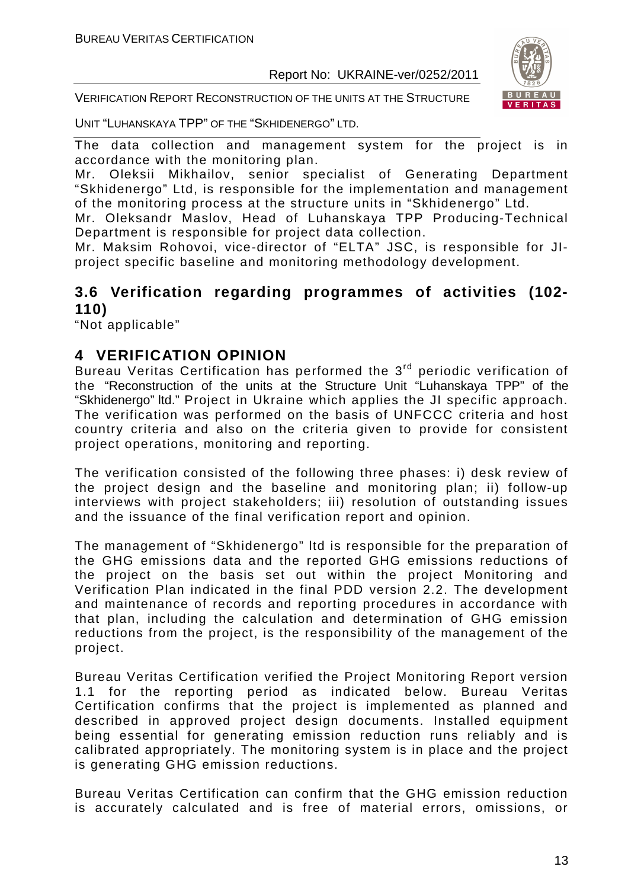The data collection and management system for the project is in accordance with the monitoring plan.

Mr. Oleksii Mikhailov, senior specialist of Generating Department "Skhidenergo" Ltd, is responsible for the implementation and management of the monitoring process at the structure units in "Skhidenergo" Ltd.

Mr. Oleksandr Maslov, Head of Luhanskaya TPP Producing-Technical Department is responsible for project data collection.

Mr. Maksim Rohovoi, vice-director of "ELTA" JSC, is responsible for JI-project specific baseline and monitoring methodology development.

## 3.6 Verification regarding programmes of activities (102-110)

"Not applicable"

# 4 VERIFICATION OPINION

Bureau Veritas Certification has performed the 3rd periodic verification of the "Reconstruction of the units at the Structure Unit "Luhanskaya TPP" of the "Skhidenergo" ltd." Project in Ukraine which applies the JI specific approach. The verification was performed on the basis of UNFCCC criteria and host country criteria and also on the criteria given to provide for consistent project operations, monitoring and reporting.

The verification consisted of the following three phases: i) desk review of the project design and the baseline and monitoring plan; ii) follow-up interviews with project stakeholders; iii) resolution of outstanding issues and the issuance of the final verification report and opinion.

The management of "Skhidenergo" ltd is responsible for the preparation of the GHG emissions data and the reported GHG emissions reductions of the project on the basis set out within the project Monitoring and Verification Plan indicated in the final PDD version 2.2. The development and maintenance of records and reporting procedures in accordance with that plan, including the calculation and determination of GHG emission reductions from the project, is the responsibility of the management of the project.

Bureau Veritas Certification verified the Project Monitoring Report version 1.1 for the reporting period as indicated below. Bureau Veritas Certification confirms that the project is implemented as planned and described in approved project design documents. Installed equipment being essential for generating emission reduction runs reliably and is calibrated appropriately. The monitoring system is in place and the project is generating GHG emission reductions.

Bureau Veritas Certification can confirm that the GHG emission reduction is accurately calculated and is free of material errors, omissions, or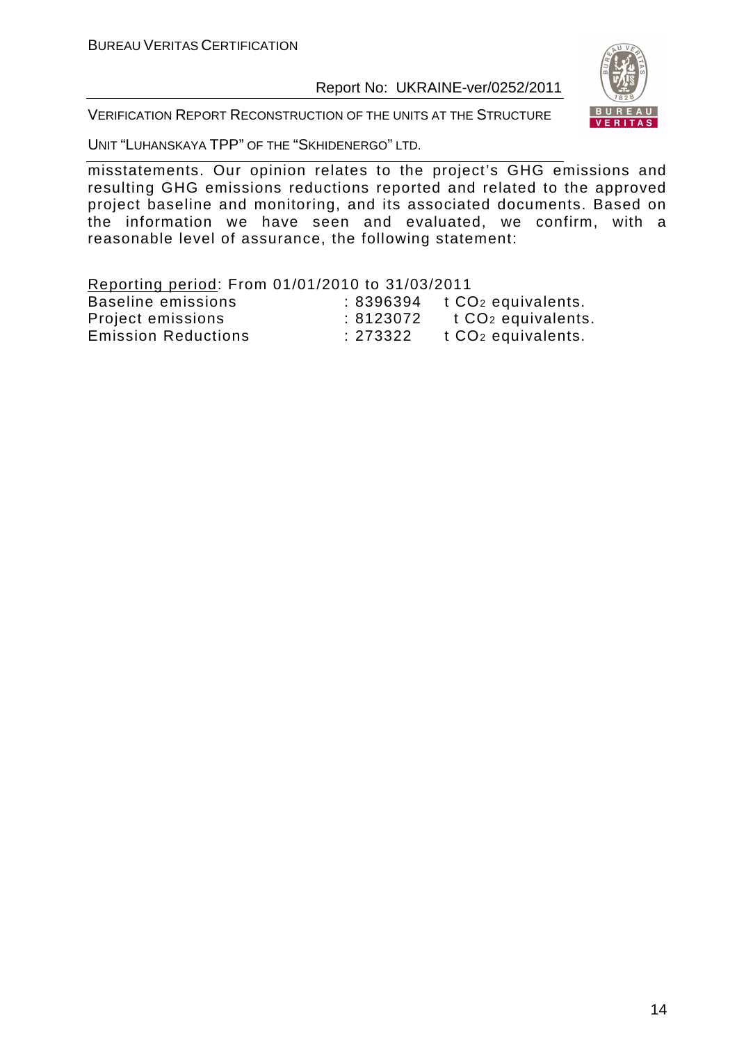misstatements. Our opinion relates to the project's GHG emissions and resulting GHG emissions reductions reported and related to the approved project baseline and monitoring, and its associated documents. Based on the information we have seen and evaluated, we confirm, with a reasonable level of assurance, the following statement:

Reporting period: From 01/01/2010 to 31/03/2011

| | | |
|---|---|---|
| Baseline emissions | : 8396394 | t $CO_2$ equivalents. |
| Project emissions | : 8123072 | t $CO_2$ equivalents. |
| Emission Reductions | : 273322 | t $CO_2$ equivalents. |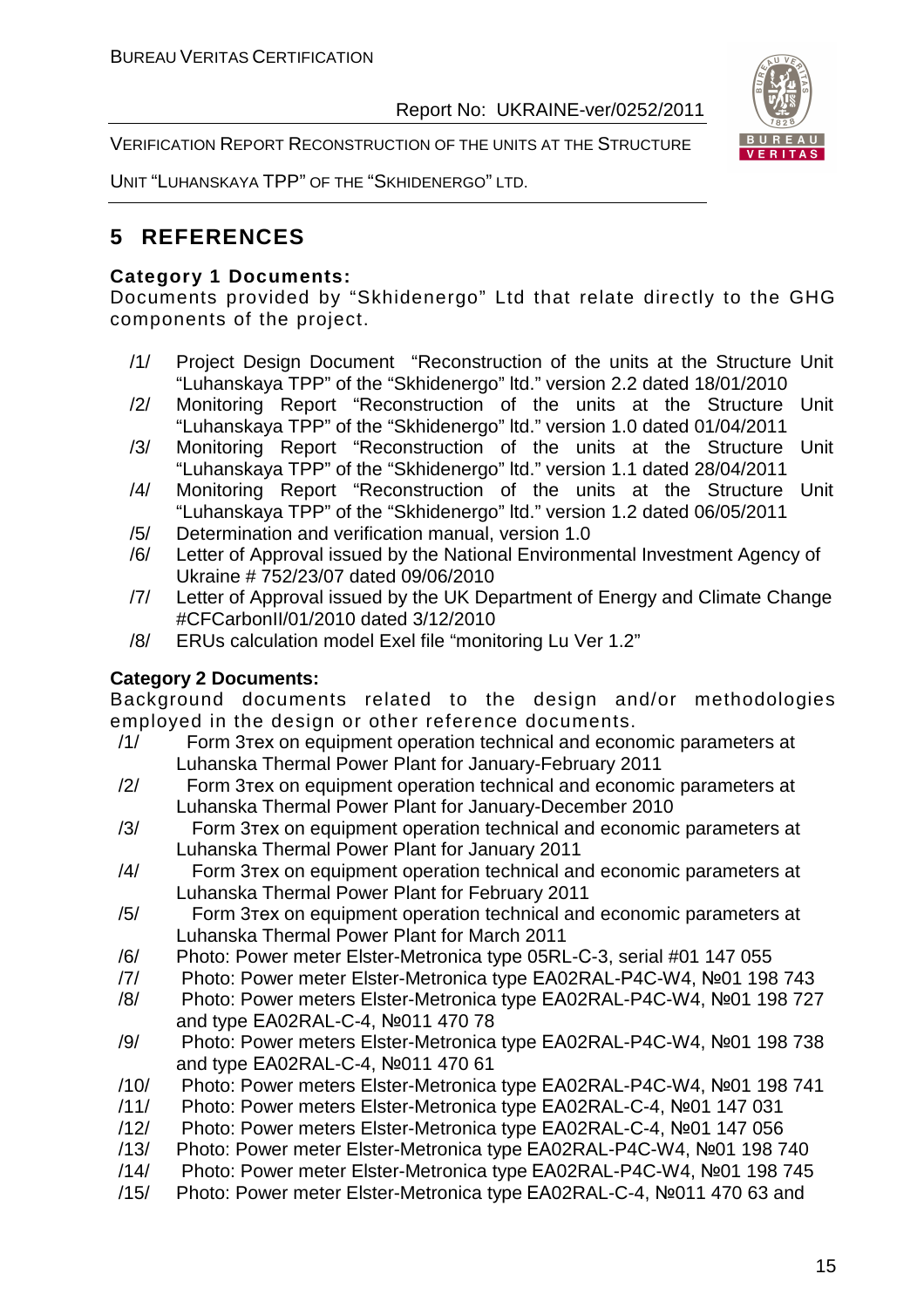# 5 REFERENCES

**Category 1 Documents:**

Documents provided by "Skhidenergo" Ltd that relate directly to the GHG components of the project.

/1/ Project Design Document "Reconstruction of the units at the Structure Unit "Luhanskaya TPP" of the "Skhidenergo" ltd." version 2.2 dated 18/01/2010

/2/ Monitoring Report "Reconstruction of the units at the Structure Unit "Luhanskaya TPP" of the "Skhidenergo" ltd." version 1.0 dated 01/04/2011

/3/ Monitoring Report "Reconstruction of the units at the Structure Unit "Luhanskaya TPP" of the "Skhidenergo" ltd." version 1.1 dated 28/04/2011

/4/ Monitoring Report "Reconstruction of the units at the Structure Unit "Luhanskaya TPP" of the "Skhidenergo" ltd." version 1.2 dated 06/05/2011

/5/ Determination and verification manual, version 1.0

/6/ Letter of Approval issued by the National Environmental Investment Agency of Ukraine # 752/23/07 dated 09/06/2010

/7/ Letter of Approval issued by the UK Department of Energy and Climate Change #CFCarbonII/01/2010 dated 3/12/2010

/8/ ERUs calculation model Exel file "monitoring Lu Ver 1.2"

**Category 2 Documents:**

Background documents related to the design and/or methodologies employed in the design or other reference documents.

/1/ Form 3тех on equipment operation technical and economic parameters at Luhanska Thermal Power Plant for January-February 2011

/2/ Form 3тех on equipment operation technical and economic parameters at Luhanska Thermal Power Plant for January-December 2010

/3/ Form 3тех on equipment operation technical and economic parameters at Luhanska Thermal Power Plant for January 2011

/4/ Form 3тех on equipment operation technical and economic parameters at Luhanska Thermal Power Plant for February 2011

/5/ Form 3тех on equipment operation technical and economic parameters at Luhanska Thermal Power Plant for March 2011

/6/ Photo: Power meter Elster-Metronica type 05RL-C-3, serial #01 147 055

/7/ Photo: Power meter Elster-Metronica type EA02RAL-P4C-W4, №01 198 743

/8/ Photo: Power meters Elster-Metronica type EA02RAL-P4C-W4, №01 198 727 and type EA02RAL-C-4, №011 470 78

/9/ Photo: Power meters Elster-Metronica type EA02RAL-P4C-W4, №01 198 738 and type EA02RAL-C-4, №011 470 61

/10/ Photo: Power meters Elster-Metronica type EA02RAL-P4C-W4, №01 198 741

/11/ Photo: Power meters Elster-Metronica type EA02RAL-C-4, №01 147 031

/12/ Photo: Power meters Elster-Metronica type EA02RAL-C-4, №01 147 056

/13/ Photo: Power meter Elster-Metronica type EA02RAL-P4C-W4, №01 198 740

/14/ Photo: Power meter Elster-Metronica type EA02RAL-P4C-W4, №01 198 745

/15/ Photo: Power meter Elster-Metronica type EA02RAL-C-4, №011 470 63 and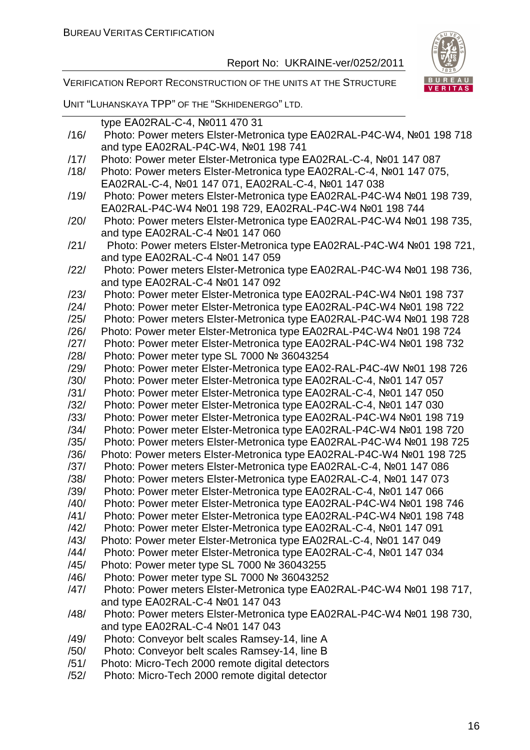type EA02RAL-C-4, №011 470 31

/16/ Photo: Power meters Elster-Metronica type EA02RAL-P4C-W4, №01 198 718 and type EA02RAL-P4C-W4, №01 198 741

/17/ Photo: Power meter Elster-Metronica type EA02RAL-C-4, №01 147 087

/18/ Photo: Power meters Elster-Metronica type EA02RAL-C-4, №01 147 075, EA02RAL-C-4, №01 147 071, EA02RAL-C-4, №01 147 038

/19/ Photo: Power meters Elster-Metronica type EA02RAL-P4C-W4 №01 198 739, EA02RAL-P4C-W4 №01 198 729, EA02RAL-P4C-W4 №01 198 744

/20/ Photo: Power meters Elster-Metronica type EA02RAL-P4C-W4 №01 198 735, and type EA02RAL-C-4 №01 147 060

/21/ Photo: Power meters Elster-Metronica type EA02RAL-P4C-W4 №01 198 721, and type EA02RAL-C-4 №01 147 059

/22/ Photo: Power meters Elster-Metronica type EA02RAL-P4C-W4 №01 198 736, and type EA02RAL-C-4 №01 147 092

/23/ Photo: Power meter Elster-Metronica type EA02RAL-P4C-W4 №01 198 737

/24/ Photo: Power meter Elster-Metronica type EA02RAL-P4C-W4 №01 198 722

/25/ Photo: Power meters Elster-Metronica type EA02RAL-P4C-W4 №01 198 728

/26/ Photo: Power meter Elster-Metronica type EA02RAL-P4C-W4 №01 198 724

/27/ Photo: Power meter Elster-Metronica type EA02RAL-P4C-W4 №01 198 732

/28/ Photo: Power meter type SL 7000 № 36043254

/29/ Photo: Power meter Elster-Metronica type EA02-RAL-P4C-4W №01 198 726

/30/ Photo: Power meter Elster-Metronica type EA02RAL-C-4, №01 147 057

/31/ Photo: Power meter Elster-Metronica type EA02RAL-C-4, №01 147 050

/32/ Photo: Power meter Elster-Metronica type EA02RAL-C-4, №01 147 030

/33/ Photo: Power meter Elster-Metronica type EA02RAL-P4C-W4 №01 198 719

/34/ Photo: Power meter Elster-Metronica type EA02RAL-P4C-W4 №01 198 720

/35/ Photo: Power meters Elster-Metronica type EA02RAL-P4C-W4 №01 198 725

/36/ Photo: Power meters Elster-Metronica type EA02RAL-P4C-W4 №01 198 725

/37/ Photo: Power meters Elster-Metronica type EA02RAL-C-4, №01 147 086

/38/ Photo: Power meters Elster-Metronica type EA02RAL-C-4, №01 147 073

/39/ Photo: Power meter Elster-Metronica type EA02RAL-C-4, №01 147 066

/40/ Photo: Power meter Elster-Metronica type EA02RAL-P4C-W4 №01 198 746

/41/ Photo: Power meter Elster-Metronica type EA02RAL-P4C-W4 №01 198 748

/42/ Photo: Power meter Elster-Metronica type EA02RAL-C-4, №01 147 091

/43/ Photo: Power meter Elster-Metronica type EA02RAL-C-4, №01 147 049

/44/ Photo: Power meter Elster-Metronica type EA02RAL-C-4, №01 147 034

/45/ Photo: Power meter type SL 7000 № 36043255

/46/ Photo: Power meter type SL 7000 № 36043252

/47/ Photo: Power meters Elster-Metronica type EA02RAL-P4C-W4 №01 198 717, and type EA02RAL-C-4 №01 147 043

/48/ Photo: Power meters Elster-Metronica type EA02RAL-P4C-W4 №01 198 730, and type EA02RAL-C-4 №01 147 043

/49/ Photo: Conveyor belt scales Ramsey-14, line A

/50/ Photo: Conveyor belt scales Ramsey-14, line B

/51/ Photo: Micro-Tech 2000 remote digital detectors

/52/ Photo: Micro-Tech 2000 remote digital detector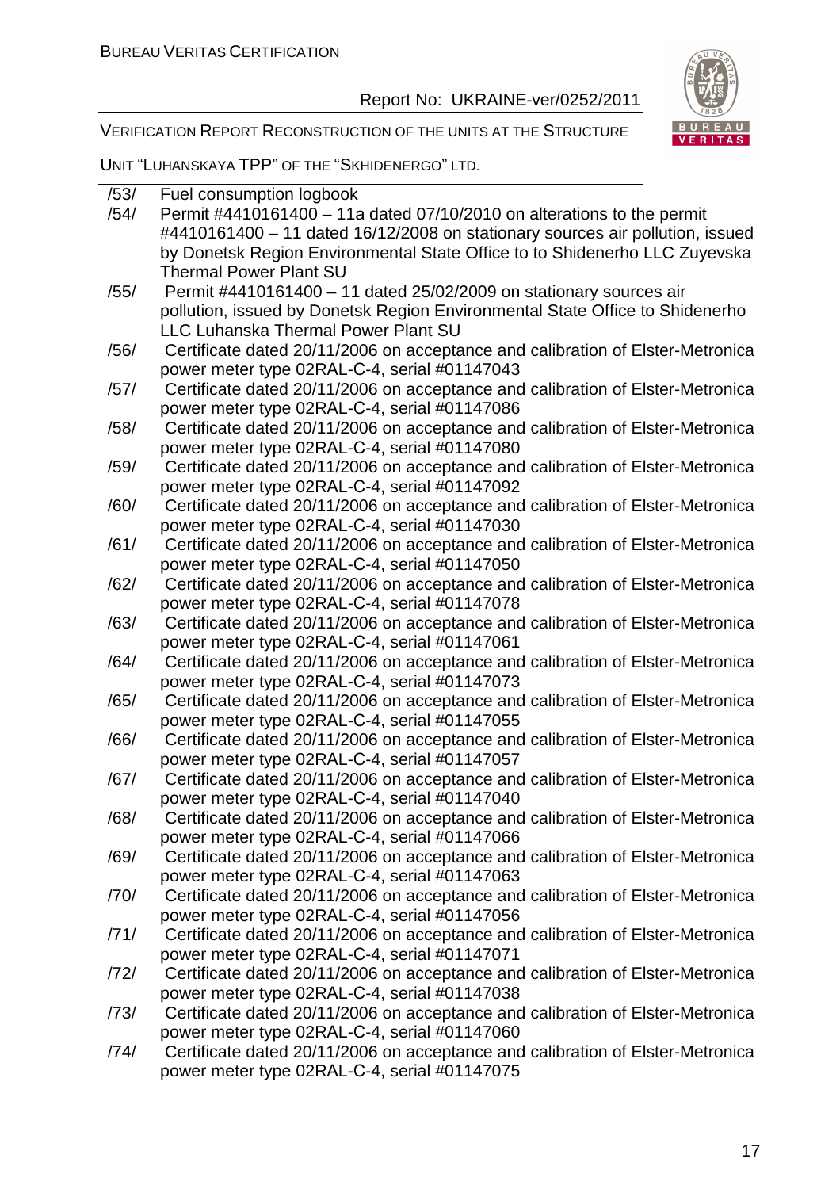/53/ Fuel consumption logbook

/54/ Permit #4410161400 – 11a dated 07/10/2010 on alterations to the permit #4410161400 – 11 dated 16/12/2008 on stationary sources air pollution, issued by Donetsk Region Environmental State Office to to Shidenerho LLC Zuyevska Thermal Power Plant SU

/55/ Permit #4410161400 – 11 dated 25/02/2009 on stationary sources air pollution, issued by Donetsk Region Environmental State Office to Shidenerho LLC Luhanska Thermal Power Plant SU

/56/ Certificate dated 20/11/2006 on acceptance and calibration of Elster-Metronica power meter type 02RAL-C-4, serial #01147043

/57/ Certificate dated 20/11/2006 on acceptance and calibration of Elster-Metronica power meter type 02RAL-C-4, serial #01147086

/58/ Certificate dated 20/11/2006 on acceptance and calibration of Elster-Metronica power meter type 02RAL-C-4, serial #01147080

/59/ Certificate dated 20/11/2006 on acceptance and calibration of Elster-Metronica power meter type 02RAL-C-4, serial #01147092

/60/ Certificate dated 20/11/2006 on acceptance and calibration of Elster-Metronica power meter type 02RAL-C-4, serial #01147030

/61/ Certificate dated 20/11/2006 on acceptance and calibration of Elster-Metronica power meter type 02RAL-C-4, serial #01147050

/62/ Certificate dated 20/11/2006 on acceptance and calibration of Elster-Metronica power meter type 02RAL-C-4, serial #01147078

/63/ Certificate dated 20/11/2006 on acceptance and calibration of Elster-Metronica power meter type 02RAL-C-4, serial #01147061

/64/ Certificate dated 20/11/2006 on acceptance and calibration of Elster-Metronica power meter type 02RAL-C-4, serial #01147073

/65/ Certificate dated 20/11/2006 on acceptance and calibration of Elster-Metronica power meter type 02RAL-C-4, serial #01147055

/66/ Certificate dated 20/11/2006 on acceptance and calibration of Elster-Metronica power meter type 02RAL-C-4, serial #01147057

/67/ Certificate dated 20/11/2006 on acceptance and calibration of Elster-Metronica power meter type 02RAL-C-4, serial #01147040

/68/ Certificate dated 20/11/2006 on acceptance and calibration of Elster-Metronica power meter type 02RAL-C-4, serial #01147066

/69/ Certificate dated 20/11/2006 on acceptance and calibration of Elster-Metronica power meter type 02RAL-C-4, serial #01147063

/70/ Certificate dated 20/11/2006 on acceptance and calibration of Elster-Metronica power meter type 02RAL-C-4, serial #01147056

/71/ Certificate dated 20/11/2006 on acceptance and calibration of Elster-Metronica power meter type 02RAL-C-4, serial #01147071

/72/ Certificate dated 20/11/2006 on acceptance and calibration of Elster-Metronica power meter type 02RAL-C-4, serial #01147038

/73/ Certificate dated 20/11/2006 on acceptance and calibration of Elster-Metronica power meter type 02RAL-C-4, serial #01147060

/74/ Certificate dated 20/11/2006 on acceptance and calibration of Elster-Metronica power meter type 02RAL-C-4, serial #01147075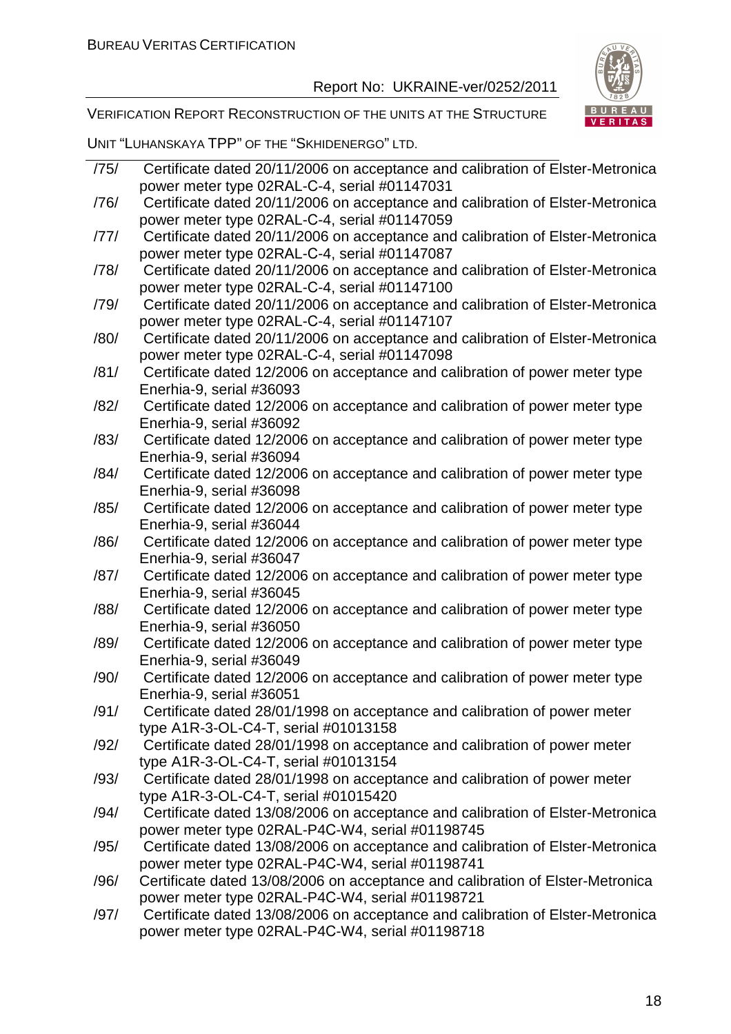/75/ Certificate dated 20/11/2006 on acceptance and calibration of Elster-Metronica power meter type 02RAL-C-4, serial #01147031

/76/ Certificate dated 20/11/2006 on acceptance and calibration of Elster-Metronica power meter type 02RAL-C-4, serial #01147059

/77/ Certificate dated 20/11/2006 on acceptance and calibration of Elster-Metronica power meter type 02RAL-C-4, serial #01147087

/78/ Certificate dated 20/11/2006 on acceptance and calibration of Elster-Metronica power meter type 02RAL-C-4, serial #01147100

/79/ Certificate dated 20/11/2006 on acceptance and calibration of Elster-Metronica power meter type 02RAL-C-4, serial #01147107

/80/ Certificate dated 20/11/2006 on acceptance and calibration of Elster-Metronica power meter type 02RAL-C-4, serial #01147098

/81/ Certificate dated 12/2006 on acceptance and calibration of power meter type Enerhia-9, serial #36093

/82/ Certificate dated 12/2006 on acceptance and calibration of power meter type Enerhia-9, serial #36092

/83/ Certificate dated 12/2006 on acceptance and calibration of power meter type Enerhia-9, serial #36094

/84/ Certificate dated 12/2006 on acceptance and calibration of power meter type Enerhia-9, serial #36098

/85/ Certificate dated 12/2006 on acceptance and calibration of power meter type Enerhia-9, serial #36044

/86/ Certificate dated 12/2006 on acceptance and calibration of power meter type Enerhia-9, serial #36047

/87/ Certificate dated 12/2006 on acceptance and calibration of power meter type Enerhia-9, serial #36045

/88/ Certificate dated 12/2006 on acceptance and calibration of power meter type Enerhia-9, serial #36050

/89/ Certificate dated 12/2006 on acceptance and calibration of power meter type Enerhia-9, serial #36049

/90/ Certificate dated 12/2006 on acceptance and calibration of power meter type Enerhia-9, serial #36051

/91/ Certificate dated 28/01/1998 on acceptance and calibration of power meter type A1R-3-OL-C4-T, serial #01013158

/92/ Certificate dated 28/01/1998 on acceptance and calibration of power meter type A1R-3-OL-C4-T, serial #01013154

/93/ Certificate dated 28/01/1998 on acceptance and calibration of power meter type A1R-3-OL-C4-T, serial #01015420

/94/ Certificate dated 13/08/2006 on acceptance and calibration of Elster-Metronica power meter type 02RAL-P4C-W4, serial #01198745

/95/ Certificate dated 13/08/2006 on acceptance and calibration of Elster-Metronica power meter type 02RAL-P4C-W4, serial #01198741

/96/ Certificate dated 13/08/2006 on acceptance and calibration of Elster-Metronica power meter type 02RAL-P4C-W4, serial #01198721

/97/ Certificate dated 13/08/2006 on acceptance and calibration of Elster-Metronica power meter type 02RAL-P4C-W4, serial #01198718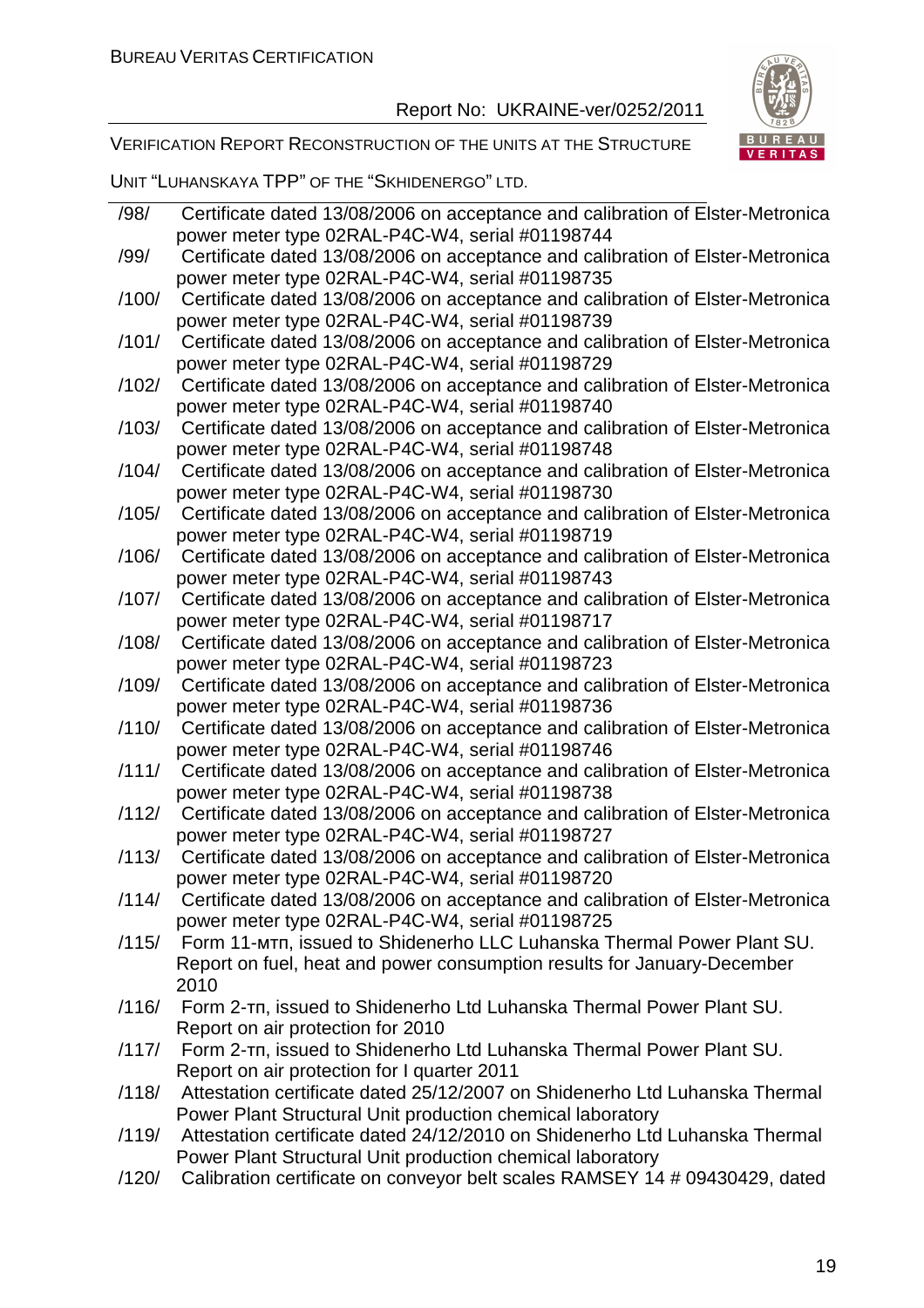/98/ Certificate dated 13/08/2006 on acceptance and calibration of Elster-Metronica power meter type 02RAL-P4C-W4, serial #01198744

/99/ Certificate dated 13/08/2006 on acceptance and calibration of Elster-Metronica power meter type 02RAL-P4C-W4, serial #01198735

/100/ Certificate dated 13/08/2006 on acceptance and calibration of Elster-Metronica power meter type 02RAL-P4C-W4, serial #01198739

/101/ Certificate dated 13/08/2006 on acceptance and calibration of Elster-Metronica power meter type 02RAL-P4C-W4, serial #01198729

/102/ Certificate dated 13/08/2006 on acceptance and calibration of Elster-Metronica power meter type 02RAL-P4C-W4, serial #01198740

/103/ Certificate dated 13/08/2006 on acceptance and calibration of Elster-Metronica power meter type 02RAL-P4C-W4, serial #01198748

/104/ Certificate dated 13/08/2006 on acceptance and calibration of Elster-Metronica power meter type 02RAL-P4C-W4, serial #01198730

/105/ Certificate dated 13/08/2006 on acceptance and calibration of Elster-Metronica power meter type 02RAL-P4C-W4, serial #01198719

/106/ Certificate dated 13/08/2006 on acceptance and calibration of Elster-Metronica power meter type 02RAL-P4C-W4, serial #01198743

/107/ Certificate dated 13/08/2006 on acceptance and calibration of Elster-Metronica power meter type 02RAL-P4C-W4, serial #01198717

/108/ Certificate dated 13/08/2006 on acceptance and calibration of Elster-Metronica power meter type 02RAL-P4C-W4, serial #01198723

/109/ Certificate dated 13/08/2006 on acceptance and calibration of Elster-Metronica power meter type 02RAL-P4C-W4, serial #01198736

/110/ Certificate dated 13/08/2006 on acceptance and calibration of Elster-Metronica power meter type 02RAL-P4C-W4, serial #01198746

/111/ Certificate dated 13/08/2006 on acceptance and calibration of Elster-Metronica power meter type 02RAL-P4C-W4, serial #01198738

/112/ Certificate dated 13/08/2006 on acceptance and calibration of Elster-Metronica power meter type 02RAL-P4C-W4, serial #01198727

/113/ Certificate dated 13/08/2006 on acceptance and calibration of Elster-Metronica power meter type 02RAL-P4C-W4, serial #01198720

/114/ Certificate dated 13/08/2006 on acceptance and calibration of Elster-Metronica power meter type 02RAL-P4C-W4, serial #01198725

/115/ Form 11-мтп, issued to Shidenerho LLC Luhanska Thermal Power Plant SU. Report on fuel, heat and power consumption results for January-December 2010

/116/ Form 2-тп, issued to Shidenerho Ltd Luhanska Thermal Power Plant SU. Report on air protection for 2010

/117/ Form 2-тп, issued to Shidenerho Ltd Luhanska Thermal Power Plant SU. Report on air protection for I quarter 2011

/118/ Attestation certificate dated 25/12/2007 on Shidenerho Ltd Luhanska Thermal Power Plant Structural Unit production chemical laboratory

/119/ Attestation certificate dated 24/12/2010 on Shidenerho Ltd Luhanska Thermal Power Plant Structural Unit production chemical laboratory

/120/ Calibration certificate on conveyor belt scales RAMSEY 14 # 09430429, dated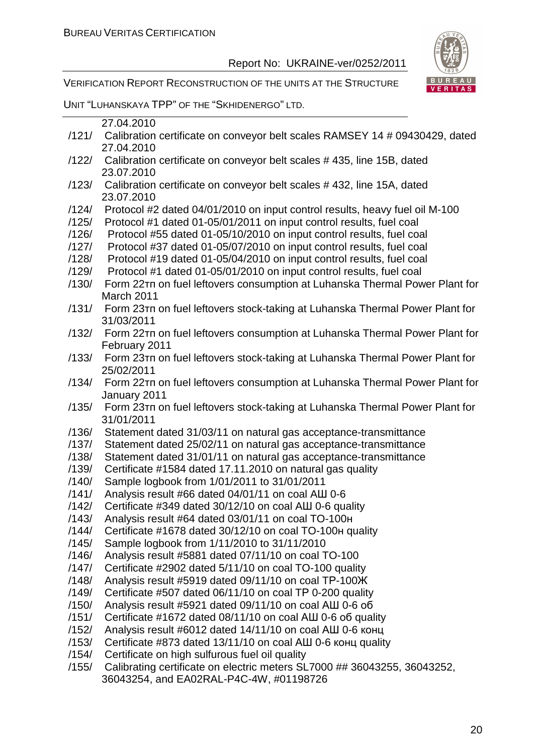27.04.2010

/121/ Calibration certificate on conveyor belt scales RAMSEY 14 # 09430429, dated 27.04.2010

/122/ Calibration certificate on conveyor belt scales # 435, line 15B, dated 23.07.2010

/123/ Calibration certificate on conveyor belt scales # 432, line 15A, dated 23.07.2010

/124/ Protocol #2 dated 04/01/2010 on input control results, heavy fuel oil M-100

/125/ Protocol #1 dated 01-05/01/2011 on input control results, fuel coal

/126/ Protocol #55 dated 01-05/10/2010 on input control results, fuel coal

/127/ Protocol #37 dated 01-05/07/2010 on input control results, fuel coal

/128/ Protocol #19 dated 01-05/04/2010 on input control results, fuel coal

/129/ Protocol #1 dated 01-05/01/2010 on input control results, fuel coal

/130/ Form 22тп on fuel leftovers consumption at Luhanska Thermal Power Plant for March 2011

/131/ Form 23тп on fuel leftovers stock-taking at Luhanska Thermal Power Plant for 31/03/2011

/132/ Form 22тп on fuel leftovers consumption at Luhanska Thermal Power Plant for February 2011

/133/ Form 23тп on fuel leftovers stock-taking at Luhanska Thermal Power Plant for 25/02/2011

/134/ Form 22тп on fuel leftovers consumption at Luhanska Thermal Power Plant for January 2011

/135/ Form 23тп on fuel leftovers stock-taking at Luhanska Thermal Power Plant for 31/01/2011

/136/ Statement dated 31/03/11 on natural gas acceptance-transmittance

/137/ Statement dated 25/02/11 on natural gas acceptance-transmittance

/138/ Statement dated 31/01/11 on natural gas acceptance-transmittance

/139/ Certificate #1584 dated 17.11.2010 on natural gas quality

/140/ Sample logbook from 1/01/2011 to 31/01/2011

/141/ Analysis result #66 dated 04/01/11 on coal АШ 0-6

/142/ Certificate #349 dated 30/12/10 on coal АШ 0-6 quality

/143/ Analysis result #64 dated 03/01/11 on coal ТО-100н

/144/ Certificate #1678 dated 30/12/10 on coal ТО-100н quality

/145/ Sample logbook from 1/11/2010 to 31/11/2010

/146/ Analysis result #5881 dated 07/11/10 on coal ТО-100

/147/ Certificate #2902 dated 5/11/10 on coal ТО-100 quality

/148/ Analysis result #5919 dated 09/11/10 on coal ТР-100Ж

/149/ Certificate #507 dated 06/11/10 on coal ТР 0-200 quality

/150/ Analysis result #5921 dated 09/11/10 on coal АШ 0-6 об

/151/ Certificate #1672 dated 08/11/10 on coal АШ 0-6 об quality

/152/ Analysis result #6012 dated 14/11/10 on coal АШ 0-6 конц

/153/ Certificate #873 dated 13/11/10 on coal АШ 0-6 конц quality

/154/ Certificate on high sulfurous fuel oil quality

/155/ Calibrating certificate on electric meters SL7000 ## 36043255, 36043252, 36043254, and EA02RAL-P4C-4W, #01198726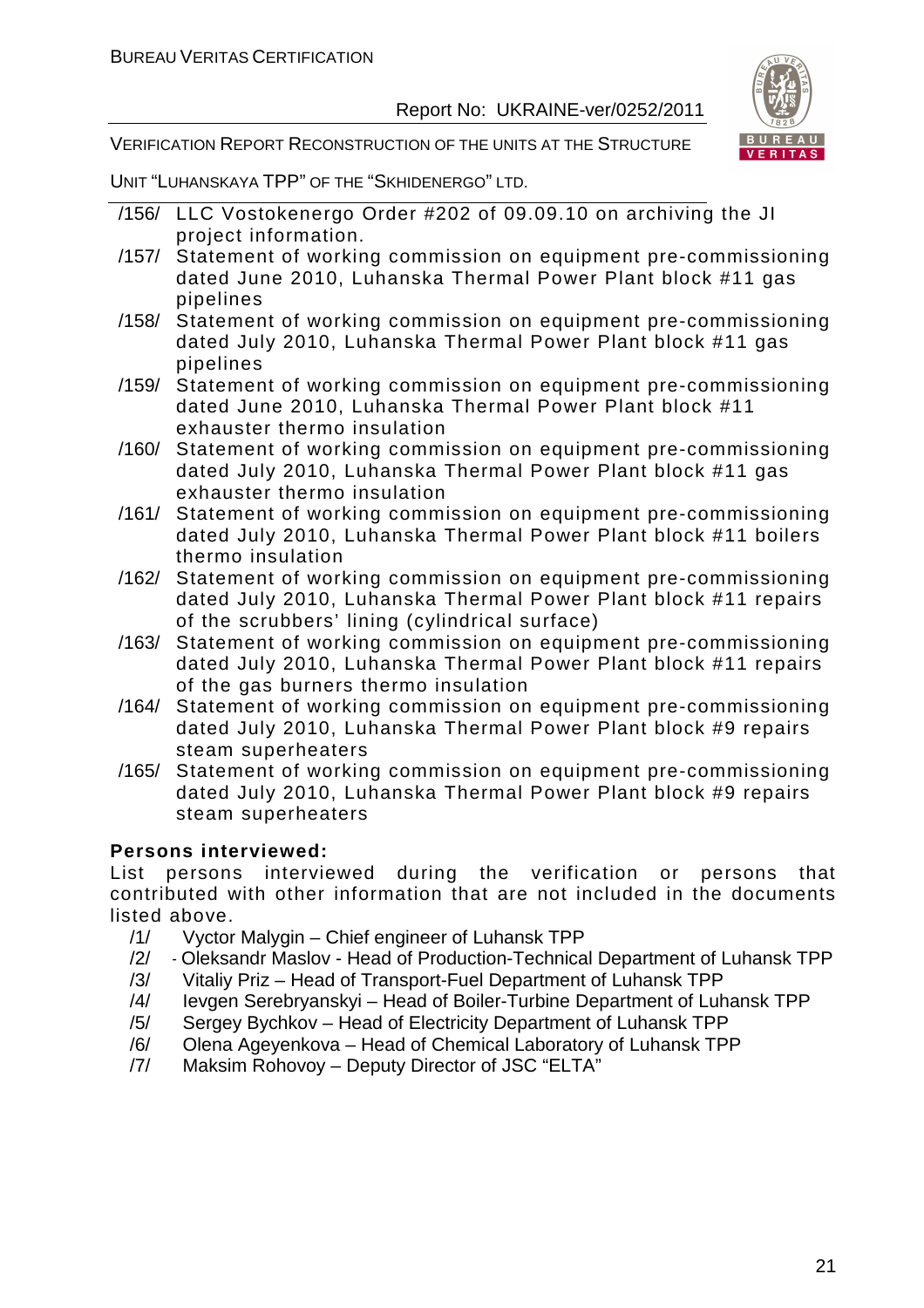/156/ LLC Vostokenergo Order #202 of 09.09.10 on archiving the JI project information.

/157/ Statement of working commission on equipment pre-commissioning dated June 2010, Luhanska Thermal Power Plant block #11 gas pipelines

/158/ Statement of working commission on equipment pre-commissioning dated July 2010, Luhanska Thermal Power Plant block #11 gas pipelines

/159/ Statement of working commission on equipment pre-commissioning dated June 2010, Luhanska Thermal Power Plant block #11 exhauster thermo insulation

/160/ Statement of working commission on equipment pre-commissioning dated July 2010, Luhanska Thermal Power Plant block #11 gas exhauster thermo insulation

/161/ Statement of working commission on equipment pre-commissioning dated July 2010, Luhanska Thermal Power Plant block #11 boilers thermo insulation

/162/ Statement of working commission on equipment pre-commissioning dated July 2010, Luhanska Thermal Power Plant block #11 repairs of the scrubbers' lining (cylindrical surface)

/163/ Statement of working commission on equipment pre-commissioning dated July 2010, Luhanska Thermal Power Plant block #11 repairs of the gas burners thermo insulation

/164/ Statement of working commission on equipment pre-commissioning dated July 2010, Luhanska Thermal Power Plant block #9 repairs steam superheaters

/165/ Statement of working commission on equipment pre-commissioning dated July 2010, Luhanska Thermal Power Plant block #9 repairs steam superheaters

**Persons interviewed:**

List persons interviewed during the verification or persons that contributed with other information that are not included in the documents listed above.

/1/ Vyctor Malygin – Chief engineer of Luhansk TPP

/2/ - Oleksandr Maslov - Head of Production-Technical Department of Luhansk TPP

/3/ Vitaliy Priz – Head of Transport-Fuel Department of Luhansk TPP

/4/ Ievgen Serebryanskyi – Head of Boiler-Turbine Department of Luhansk TPP

/5/ Sergey Bychkov – Head of Electricity Department of Luhansk TPP

/6/ Olena Ageyenkova – Head of Chemical Laboratory of Luhansk TPP

/7/ Maksim Rohovoy – Deputy Director of JSC "ELTA"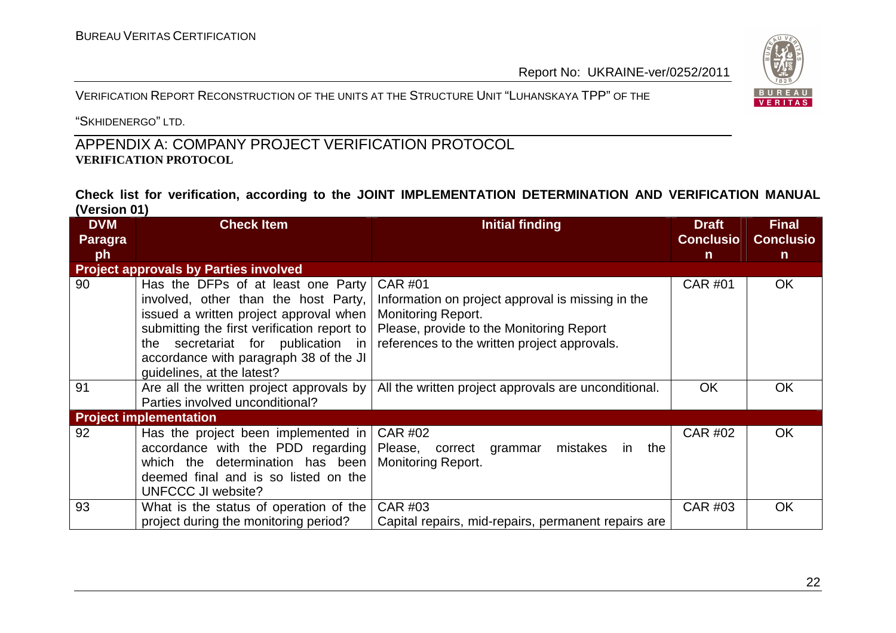## APPENDIX A: COMPANY PROJECT VERIFICATION PROTOCOL

**VERIFICATION PROTOCOL**

**Check list for verification, according to the JOINT IMPLEMENTATION DETERMINATION AND VERIFICATION MANUAL (Version 01)**

| DVM Paragraph | Check Item | Initial finding | Draft Conclusion | Final Conclusion |
|---|---|---|---|---|
| **Project approvals by Parties involved** | | | | |
| 90 | Has the DFPs of at least one Party involved, other than the host Party, issued a written project approval when submitting the first verification report to the secretariat for publication in accordance with paragraph 38 of the JI guidelines, at the latest? | CAR #01<br>Information on project approval is missing in the Monitoring Report.<br>Please, provide to the Monitoring Report references to the written project approvals. | CAR #01 | OK |
| 91 | Are all the written project approvals by Parties involved unconditional? | All the written project approvals are unconditional. | OK | OK |
| **Project implementation** | | | | |
| 92 | Has the project been implemented in accordance with the PDD regarding which the determination has been deemed final and is so listed on the UNFCCC JI website? | CAR #02<br>Please, correct grammar mistakes in the Monitoring Report. | CAR #02 | OK |
| 93 | What is the status of operation of the project during the monitoring period? | CAR #03<br>Capital repairs, mid-repairs, permanent repairs are | CAR #03 | OK |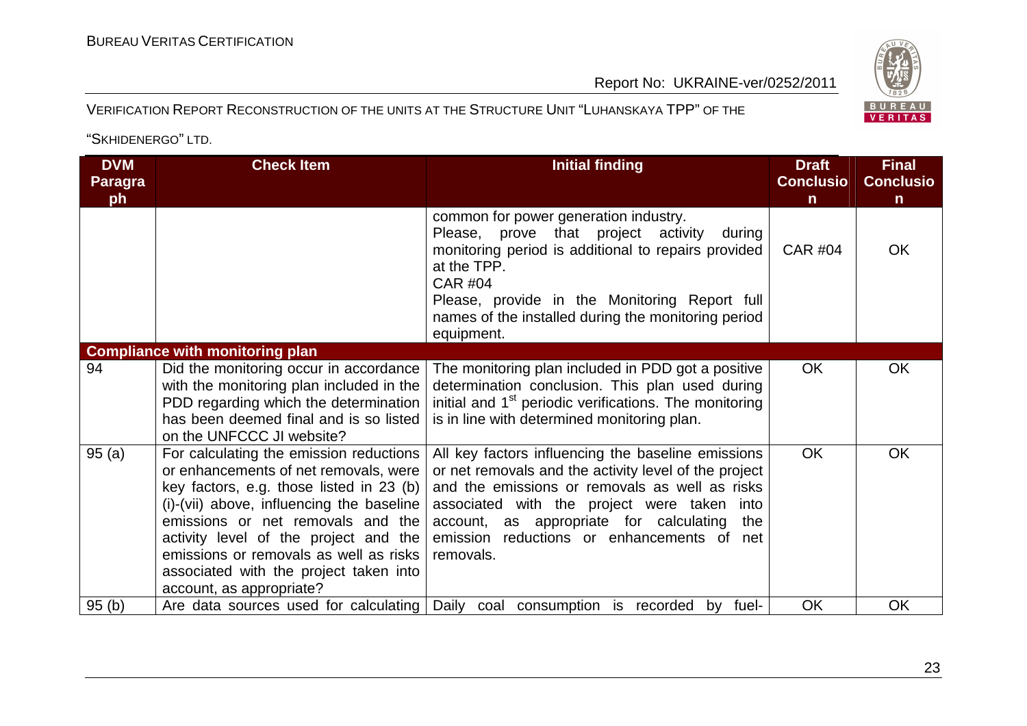| DVM Paragraph | Check Item | Initial finding | Draft Conclusion | Final Conclusion |
|---|---|---|---|---|
| | | common for power generation industry. Please, prove that project activity during monitoring period is additional to repairs provided at the TPP. CAR #04 Please, provide in the Monitoring Report full names of the installed during the monitoring period equipment. | CAR #04 | OK |
| **Compliance with monitoring plan** | | | | |
| 94 | Did the monitoring occur in accordance with the monitoring plan included in the PDD regarding which the determination has been deemed final and is so listed on the UNFCCC JI website? | The monitoring plan included in PDD got a positive determination conclusion. This plan used during initial and 1st periodic verifications. The monitoring is in line with determined monitoring plan. | OK | OK |
| 95 (a) | For calculating the emission reductions or enhancements of net removals, were key factors, e.g. those listed in 23 (b) (i)-(vii) above, influencing the baseline emissions or net removals and the activity level of the project and the emissions or removals as well as risks associated with the project taken into account, as appropriate? | All key factors influencing the baseline emissions or net removals and the activity level of the project and the emissions or removals as well as risks associated with the project were taken into account, as appropriate for calculating the emission reductions or enhancements of net removals. | OK | OK |
| 95 (b) | Are data sources used for calculating | Daily coal consumption is recorded by fuel- | OK | OK |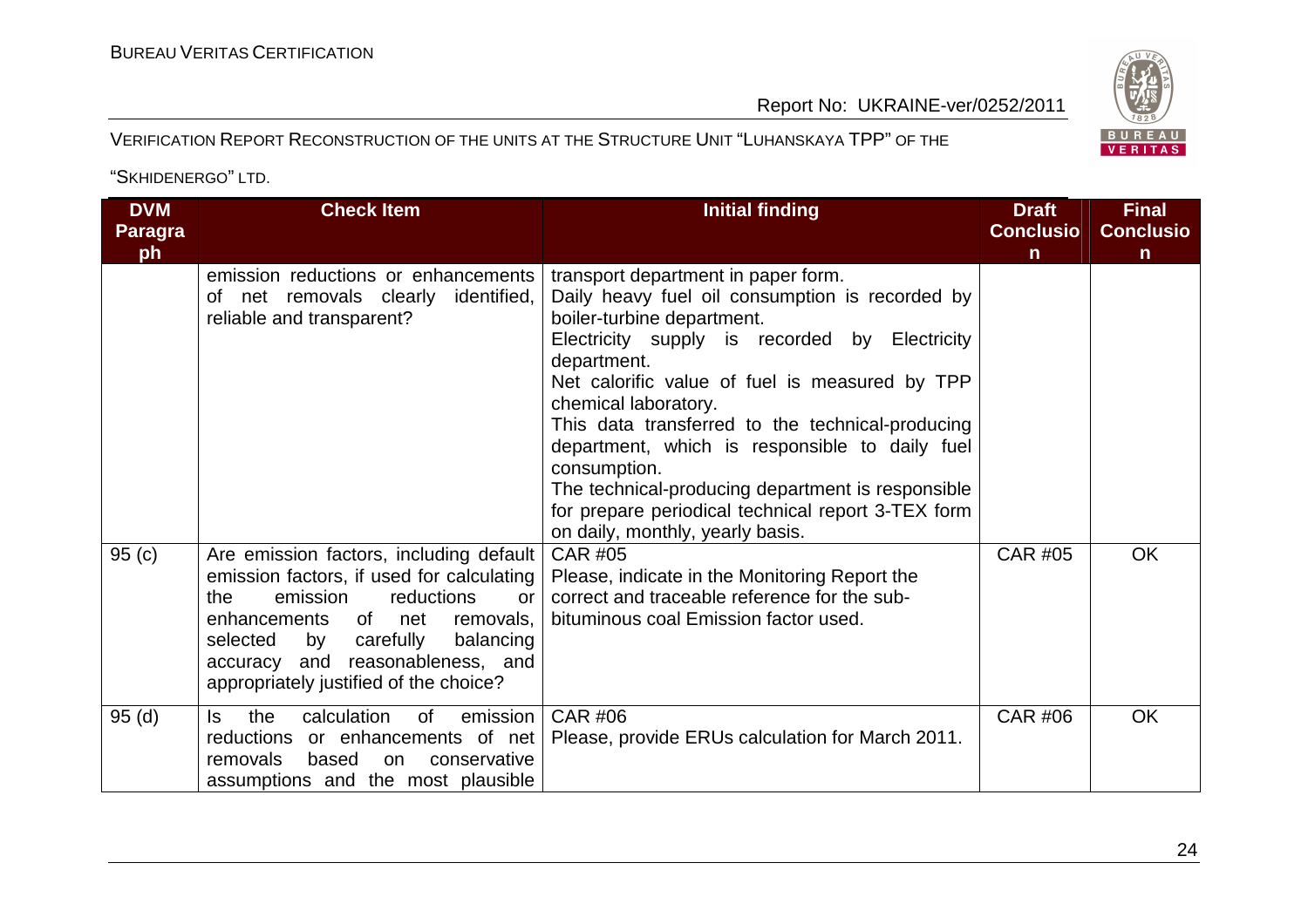| DVM Paragraph | Check Item | Initial finding | Draft Conclusion | Final Conclusion |
|---|---|---|---|---|
| | emission reductions or enhancements of net removals clearly identified, reliable and transparent? | transport department in paper form.<br>Daily heavy fuel oil consumption is recorded by boiler-turbine department.<br>Electricity supply is recorded by Electricity department.<br>Net calorific value of fuel is measured by TPP chemical laboratory.<br>This data transferred to the technical-producing department, which is responsible to daily fuel consumption.<br>The technical-producing department is responsible for prepare periodical technical report 3-TEX form on daily, monthly, yearly basis. | | |
| 95 (c) | Are emission factors, including default emission factors, if used for calculating the emission reductions or enhancements of net removals, selected by carefully balancing accuracy and reasonableness, and appropriately justified of the choice? | CAR #05<br>Please, indicate in the Monitoring Report the correct and traceable reference for the sub-bituminous coal Emission factor used. | CAR #05 | OK |
| 95 (d) | Is the calculation of emission reductions or enhancements of net removals based on conservative assumptions and the most plausible | CAR #06<br>Please, provide ERUs calculation for March 2011. | CAR #06 | OK |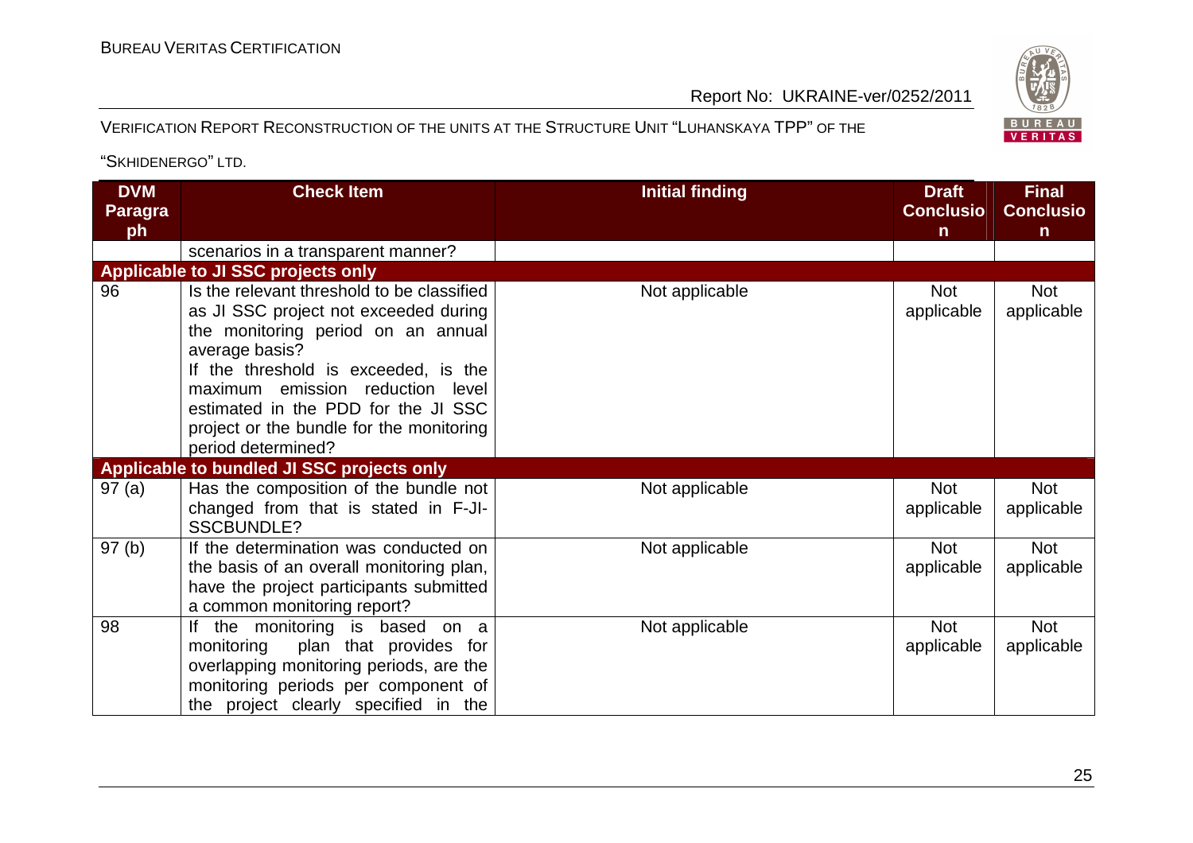| DVM Paragraph | Check Item | Initial finding | Draft Conclusion | Final Conclusion |
|---|---|---|---|---|
| | scenarios in a transparent manner? | | | |
| **Applicable to JI SSC projects only** | | | | |
| 96 | Is the relevant threshold to be classified as JI SSC project not exceeded during the monitoring period on an annual average basis?<br>If the threshold is exceeded, is the maximum emission reduction level estimated in the PDD for the JI SSC project or the bundle for the monitoring period determined? | Not applicable | Not applicable | Not applicable |
| **Applicable to bundled JI SSC projects only** | | | | |
| 97 (a) | Has the composition of the bundle not changed from that is stated in F-JI-SSCBUNDLE? | Not applicable | Not applicable | Not applicable |
| 97 (b) | If the determination was conducted on the basis of an overall monitoring plan, have the project participants submitted a common monitoring report? | Not applicable | Not applicable | Not applicable |
| 98 | If the monitoring is based on a monitoring plan that provides for overlapping monitoring periods, are the monitoring periods per component of the project clearly specified in the | Not applicable | Not applicable | Not applicable |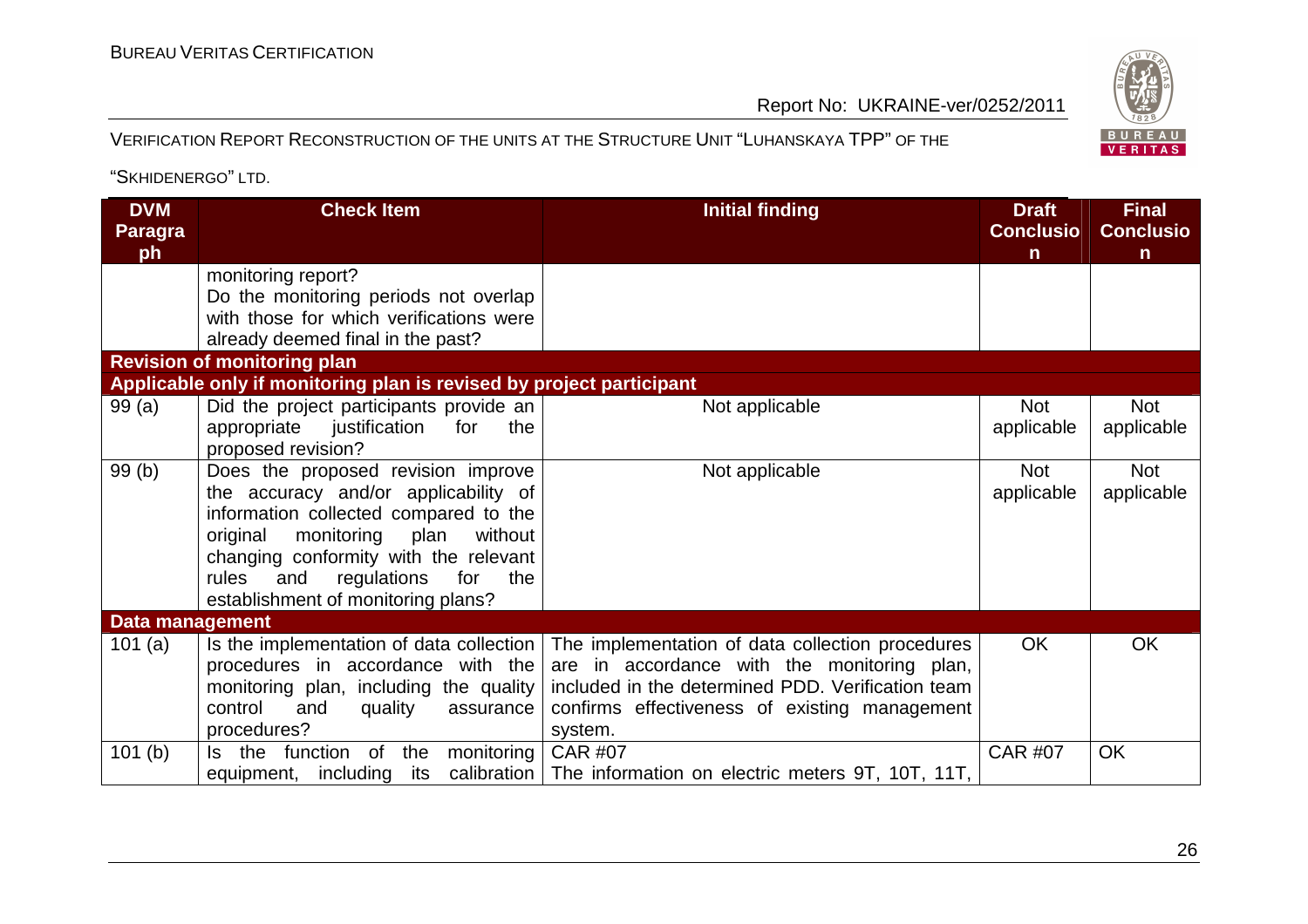| DVM Paragraph | Check Item | Initial finding | Draft Conclusion | Final Conclusion |
|---|---|---|---|---|
| | monitoring report? Do the monitoring periods not overlap with those for which verifications were already deemed final in the past? | | | |
| **Revision of monitoring plan** | | | | |
| **Applicable only if monitoring plan is revised by project participant** | | | | |
| 99 (a) | Did the project participants provide an appropriate justification for the proposed revision? | Not applicable | Not applicable | Not applicable |
| 99 (b) | Does the proposed revision improve the accuracy and/or applicability of information collected compared to the original monitoring plan without changing conformity with the relevant rules and regulations for the establishment of monitoring plans? | Not applicable | Not applicable | Not applicable |
| **Data management** | | | | |
| 101 (a) | Is the implementation of data collection procedures in accordance with the monitoring plan, including the quality control and quality assurance procedures? | The implementation of data collection procedures are in accordance with the monitoring plan, included in the determined PDD. Verification team confirms effectiveness of existing management system. | OK | OK |
| 101 (b) | Is the function of the monitoring equipment, including its calibration | CAR #07 The information on electric meters 9T, 10T, 11T, | CAR #07 | OK |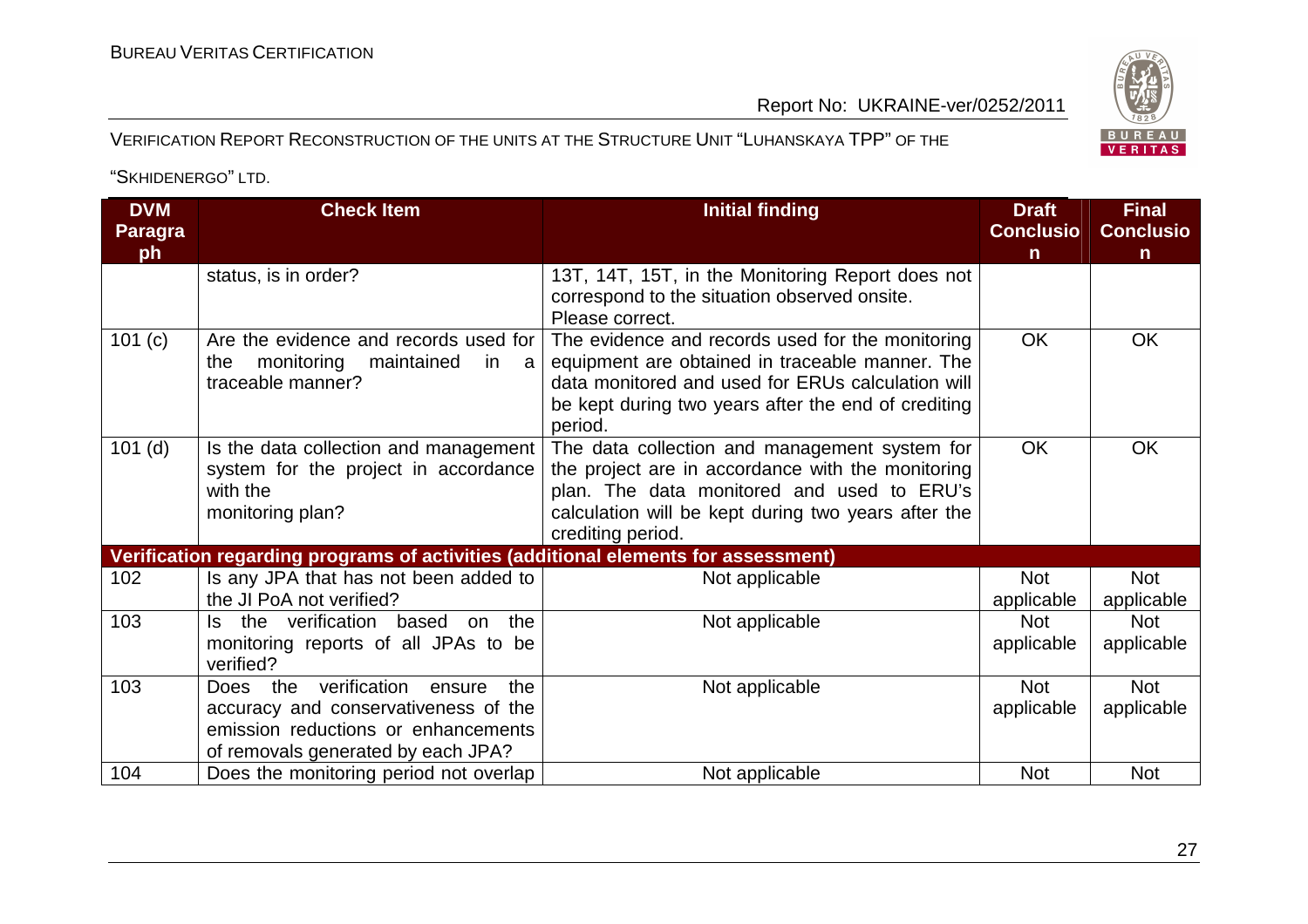| DVM Paragraph | Check Item | Initial finding | Draft Conclusion | Final Conclusion |
|---|---|---|---|---|
| | status, is in order? | 13T, 14T, 15T, in the Monitoring Report does not correspond to the situation observed onsite. Please correct. | | |
| 101 (c) | Are the evidence and records used for the monitoring maintained in a traceable manner? | The evidence and records used for the monitoring equipment are obtained in traceable manner. The data monitored and used for ERUs calculation will be kept during two years after the end of crediting period. | OK | OK |
| 101 (d) | Is the data collection and management system for the project in accordance with the monitoring plan? | The data collection and management system for the project are in accordance with the monitoring plan. The data monitored and used to ERU's calculation will be kept during two years after the crediting period. | OK | OK |
| **Verification regarding programs of activities (additional elements for assessment)** | | | | |
| 102 | Is any JPA that has not been added to the JI PoA not verified? | Not applicable | Not applicable | Not applicable |
| 103 | Is the verification based on the monitoring reports of all JPAs to be verified? | Not applicable | Not applicable | Not applicable |
| 103 | Does the verification ensure the accuracy and conservativeness of the emission reductions or enhancements of removals generated by each JPA? | Not applicable | Not applicable | Not applicable |
| 104 | Does the monitoring period not overlap | Not applicable | Not | Not |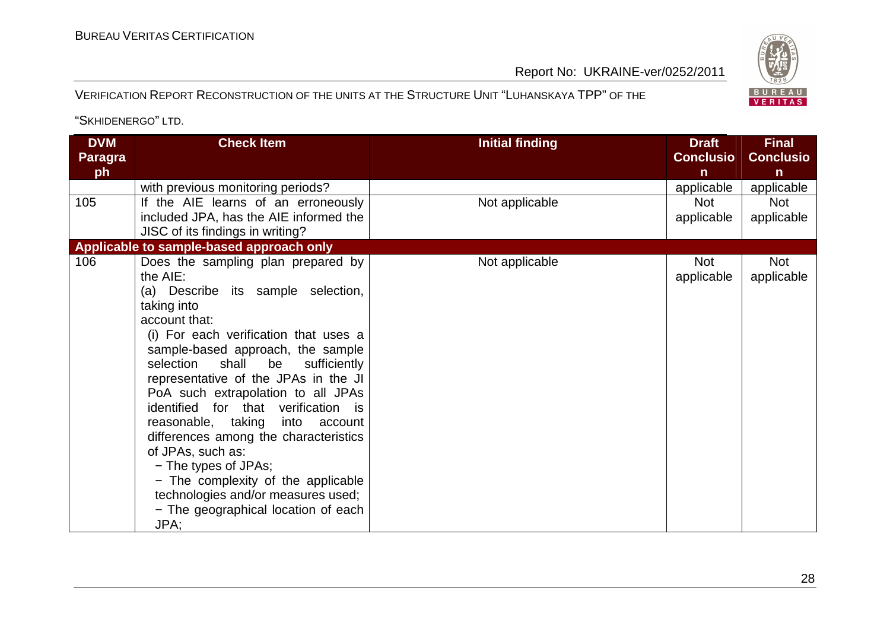| DVM Paragraph | Check Item | Initial finding | Draft Conclusion | Final Conclusion |
|---|---|---|---|---|
| | with previous monitoring periods? | | applicable | applicable |
| 105 | If the AIE learns of an erroneously included JPA, has the AIE informed the JISC of its findings in writing? | Not applicable | Not applicable | Not applicable |
| **Applicable to sample-based approach only** | | | | |
| 106 | Does the sampling plan prepared by the AIE:<br>(a) Describe its sample selection, taking into account that:<br>(i) For each verification that uses a sample-based approach, the sample selection shall be sufficiently representative of the JPAs in the JI PoA such extrapolation to all JPAs identified for that verification is reasonable, taking into account differences among the characteristics of JPAs, such as:<br>− The types of JPAs;<br>− The complexity of the applicable technologies and/or measures used;<br>− The geographical location of each JPA; | Not applicable | Not applicable | Not applicable |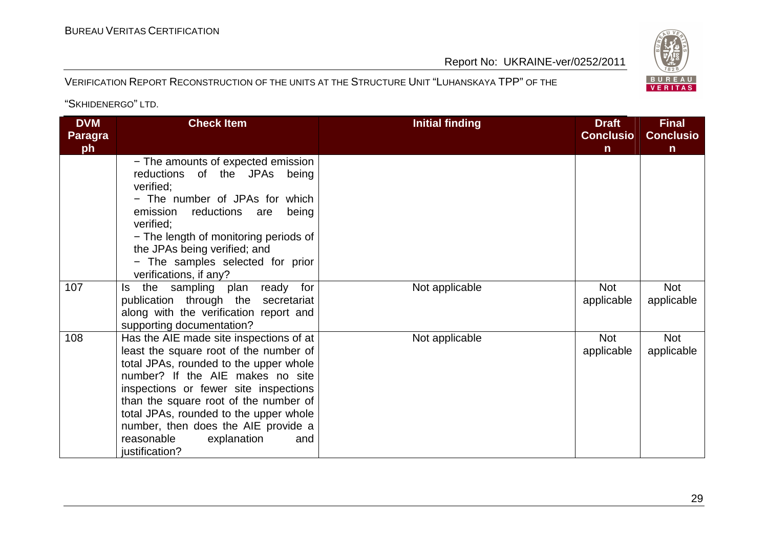| DVM Paragraph | Check Item | Initial finding | Draft Conclusion | Final Conclusion |
|---|---|---|---|---|
| | − The amounts of expected emission reductions of the JPAs being verified;<br>− The number of JPAs for which emission reductions are being verified;<br>− The length of monitoring periods of the JPAs being verified; and<br>− The samples selected for prior verifications, if any? | | | |
| 107 | Is the sampling plan ready for publication through the secretariat along with the verification report and supporting documentation? | Not applicable | Not applicable | Not applicable |
| 108 | Has the AIE made site inspections of at least the square root of the number of total JPAs, rounded to the upper whole number? If the AIE makes no site inspections or fewer site inspections than the square root of the number of total JPAs, rounded to the upper whole number, then does the AIE provide a reasonable explanation and justification? | Not applicable | Not applicable | Not applicable |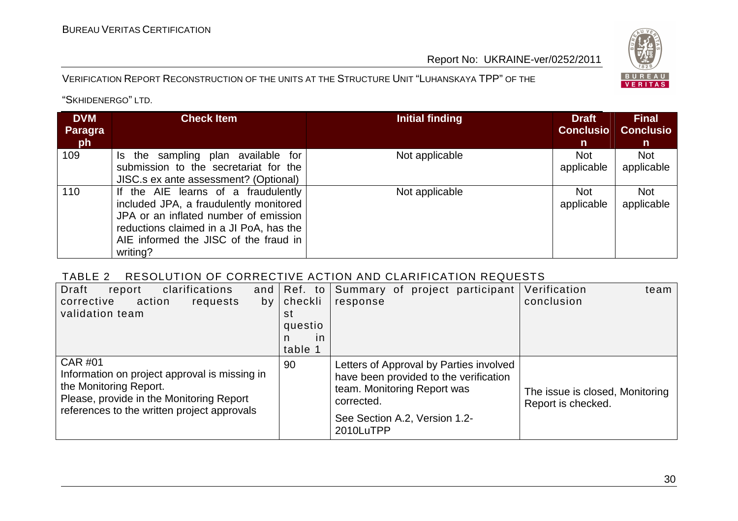| DVM Paragraph | Check Item | Initial finding | Draft Conclusion | Final Conclusion |
|---|---|---|---|---|
| 109 | Is the sampling plan available for submission to the secretariat for the JISC.s ex ante assessment? (Optional) | Not applicable | Not applicable | Not applicable |
| 110 | If the AIE learns of a fraudulently included JPA, a fraudulently monitored JPA or an inflated number of emission reductions claimed in a JI PoA, has the AIE informed the JISC of the fraud in writing? | Not applicable | Not applicable | Not applicable |

TABLE 2 RESOLUTION OF CORRECTIVE ACTION AND CLARIFICATION REQUESTS

| Draft report clarifications and corrective action requests by validation team | Ref. to checklist question in table 1 | Summary of project participant response | Verification team conclusion |
|---|---|---|---|
| CAR #01<br>Information on project approval is missing in the Monitoring Report.<br>Please, provide in the Monitoring Report references to the written project approvals | 90 | Letters of Approval by Parties involved have been provided to the verification team. Monitoring Report was corrected.<br>See Section A.2, Version 1.2-2010LuTPP | The issue is closed, Monitoring Report is checked. |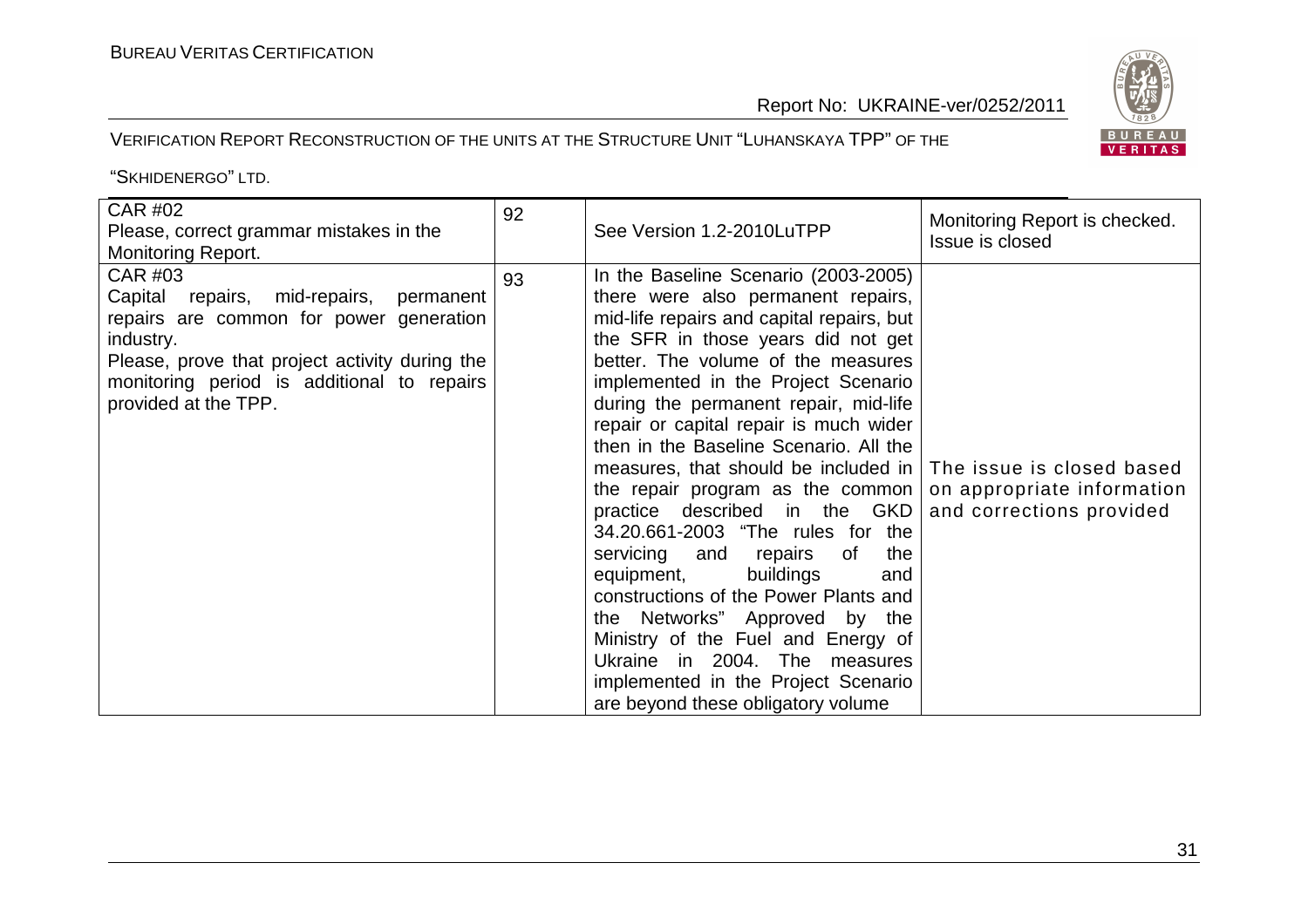| CAR #02<br>Please, correct grammar mistakes in the Monitoring Report. | 92 | See Version 1.2-2010LuTPP | Monitoring Report is checked. Issue is closed |
|---|---|---|---|
| CAR #03<br>Capital repairs, mid-repairs, permanent repairs are common for power generation industry.<br>Please, prove that project activity during the monitoring period is additional to repairs provided at the TPP. | 93 | In the Baseline Scenario (2003-2005) there were also permanent repairs, mid-life repairs and capital repairs, but the SFR in those years did not get better. The volume of the measures implemented in the Project Scenario during the permanent repair, mid-life repair or capital repair is much wider then in the Baseline Scenario. All the measures, that should be included in the repair program as the common practice described in the GKD 34.20.661-2003 "The rules for the servicing and repairs of the equipment, buildings and constructions of the Power Plants and the Networks" Approved by the Ministry of the Fuel and Energy of Ukraine in 2004. The measures implemented in the Project Scenario are beyond these obligatory volume | The issue is closed based on appropriate information and corrections provided |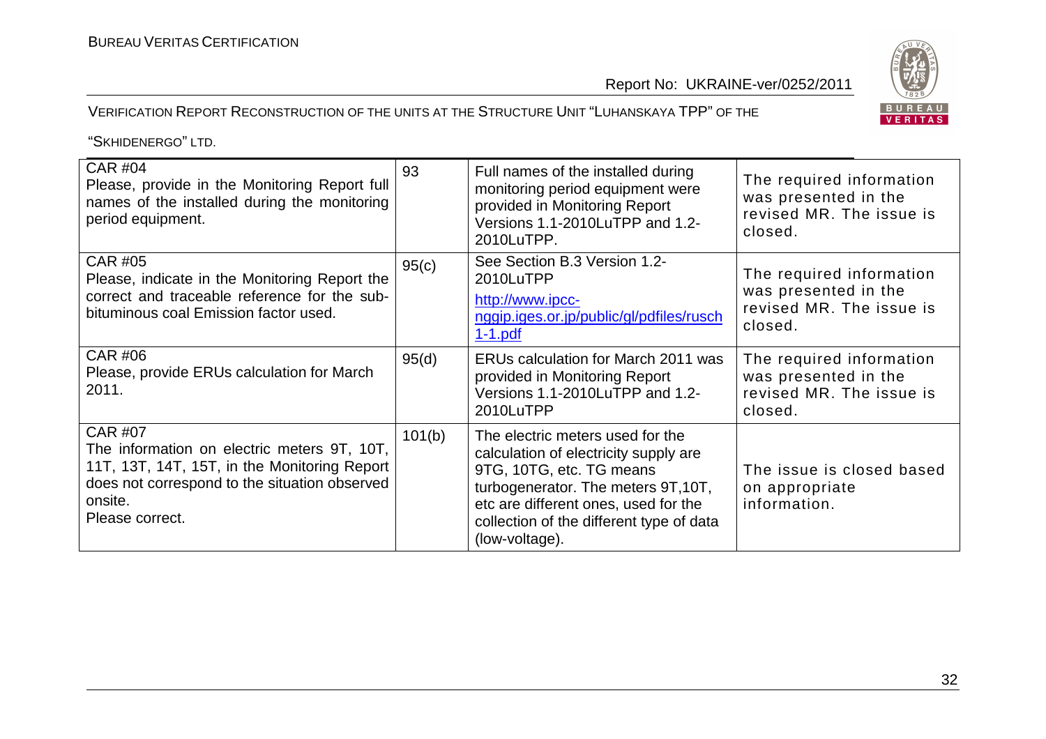| | | | |
|---|---|---|---|
| CAR #04<br>Please, provide in the Monitoring Report full names of the installed during the monitoring period equipment. | 93 | Full names of the installed during monitoring period equipment were provided in Monitoring Report Versions 1.1-2010LuTPP and 1.2-2010LuTPP. | The required information was presented in the revised MR. The issue is closed. |
| CAR #05<br>Please, indicate in the Monitoring Report the correct and traceable reference for the sub-bituminous coal Emission factor used. | 95(c) | See Section B.3 Version 1.2-2010LuTPP<br>http://www.ipcc-nggip.iges.or.jp/public/gl/pdfiles/rusch1-1.pdf | The required information was presented in the revised MR. The issue is closed. |
| CAR #06<br>Please, provide ERUs calculation for March 2011. | 95(d) | ERUs calculation for March 2011 was provided in Monitoring Report Versions 1.1-2010LuTPP and 1.2-2010LuTPP | The required information was presented in the revised MR. The issue is closed. |
| CAR #07<br>The information on electric meters 9T, 10T, 11T, 13T, 14T, 15T, in the Monitoring Report does not correspond to the situation observed onsite.<br>Please correct. | 101(b) | The electric meters used for the calculation of electricity supply are 9TG, 10TG, etc. TG means turbogenerator. The meters 9T,10T, etc are different ones, used for the collection of the different type of data (low-voltage). | The issue is closed based on appropriate information. |